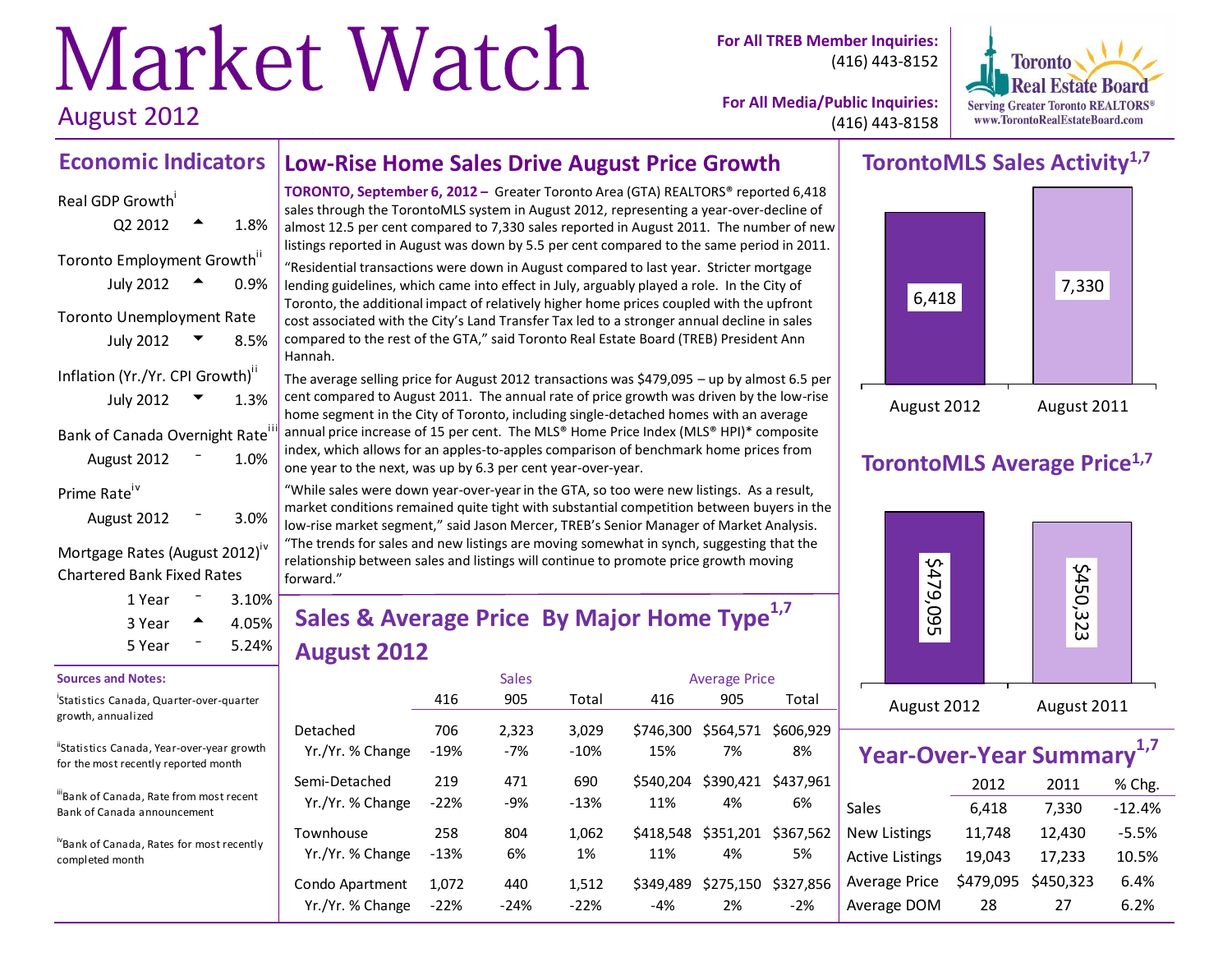# Market Watch

August 2012

**For All TREB Member Inquiries:** (416) 443-8152

**For All Media/Public Inquiries:** (416) 443-8158

Toronto Real Estate Board
Serving Greater Toronto REALTORS®
www.TorontoRealEstateBoard.com

## Economic Indicators

**Real GDP Growth**[i]

| | | |
|---|---|---|
| Q2 2012 | ▲ | 1.8% |

**Toronto Employment Growth**[ii]

| | | |
|---|---|---|
| July 2012 | ▲ | 0.9% |

**Toronto Unemployment Rate**

| | | |
|---|---|---|
| July 2012 | ▼ | 8.5% |

**Inflation (Yr./Yr. CPI Growth)**[ii]

| | | |
|---|---|---|
| July 2012 | ▼ | 1.3% |

**Bank of Canada Overnight Rate**[iii]

| | | |
|---|---|---|
| August 2012 | – | 1.0% |

**Prime Rate**[iv]

| | | |
|---|---|---|
| August 2012 | – | 3.0% |

**Mortgage Rates (August 2012)**[iv]
Chartered Bank Fixed Rates

| | | |
|---|---|---|
| 1 Year | – | 3.10% |
| 3 Year | ▲ | 4.05% |
| 5 Year | – | 5.24% |

**Sources and Notes:**

[i] Statistics Canada, Quarter-over-quarter growth, annualized

[ii] Statistics Canada, Year-over-year growth for the most recently reported month

[iii] Bank of Canada, Rate from most recent Bank of Canada announcement

[iv] Bank of Canada, Rates for most recently completed month

## Low-Rise Home Sales Drive August Price Growth

**TORONTO, September 6, 2012 –** Greater Toronto Area (GTA) REALTORS® reported 6,418 sales through the TorontoMLS system in August 2012, representing a year-over-decline of almost 12.5 per cent compared to 7,330 sales reported in August 2011. The number of new listings reported in August was down by 5.5 per cent compared to the same period in 2011.

"Residential transactions were down in August compared to last year. Stricter mortgage lending guidelines, which came into effect in July, arguably played a role. In the City of Toronto, the additional impact of relatively higher home prices coupled with the upfront cost associated with the City's Land Transfer Tax led to a stronger annual decline in sales compared to the rest of the GTA," said Toronto Real Estate Board (TREB) President Ann Hannah.

The average selling price for August 2012 transactions was $479,095 – up by almost 6.5 per cent compared to August 2011. The annual rate of price growth was driven by the low-rise home segment in the City of Toronto, including single-detached homes with an average annual price increase of 15 per cent. The MLS® Home Price Index (MLS® HPI)* composite index, which allows for an apples-to-apples comparison of benchmark home prices from one year to the next, was up by 6.3 per cent year-over-year.

"While sales were down year-over-year in the GTA, so too were new listings. As a result, market conditions remained quite tight with substantial competition between buyers in the low-rise market segment," said Jason Mercer, TREB's Senior Manager of Market Analysis. "The trends for sales and new listings are moving somewhat in synch, suggesting that the relationship between sales and listings will continue to promote price growth moving forward."

## Sales & Average Price By Major Home Type[1,7] August 2012

| | Sales | | | Average Price | | |
|---|---|---|---|---|---|---|
| | 416 | 905 | Total | 416 | 905 | Total |
| Detached | 706 | 2,323 | 3,029 | $746,300 | $564,571 | $606,929 |
| Yr./Yr. % Change | -19% | -7% | -10% | 15% | 7% | 8% |
| Semi-Detached | 219 | 471 | 690 | $540,204 | $390,421 | $437,961 |
| Yr./Yr. % Change | -22% | -9% | -13% | 11% | 4% | 6% |
| Townhouse | 258 | 804 | 1,062 | $418,548 | $351,201 | $367,562 |
| Yr./Yr. % Change | -13% | 6% | 1% | 11% | 4% | 5% |
| Condo Apartment | 1,072 | 440 | 1,512 | $349,489 | $275,150 | $327,856 |
| Yr./Yr. % Change | -22% | -24% | -22% | -4% | 2% | -2% |

## TorontoMLS Sales Activity[1,7]

| | August 2012 | August 2011 |
|---|---|---|
| Sales | 6,418 | 7,330 |

## TorontoMLS Average Price[1,7]

| | August 2012 | August 2011 |
|---|---|---|
| Average Price | $479,095 | $450,323 |

## Year-Over-Year Summary[1,7]

| | 2012 | 2011 | % Chg. |
|---|---|---|---|
| Sales | 6,418 | 7,330 | -12.4% |
| New Listings | 11,748 | 12,430 | -5.5% |
| Active Listings | 19,043 | 17,233 | 10.5% |
| Average Price | $479,095 | $450,323 | 6.4% |
| Average DOM | 28 | 27 | 6.2% |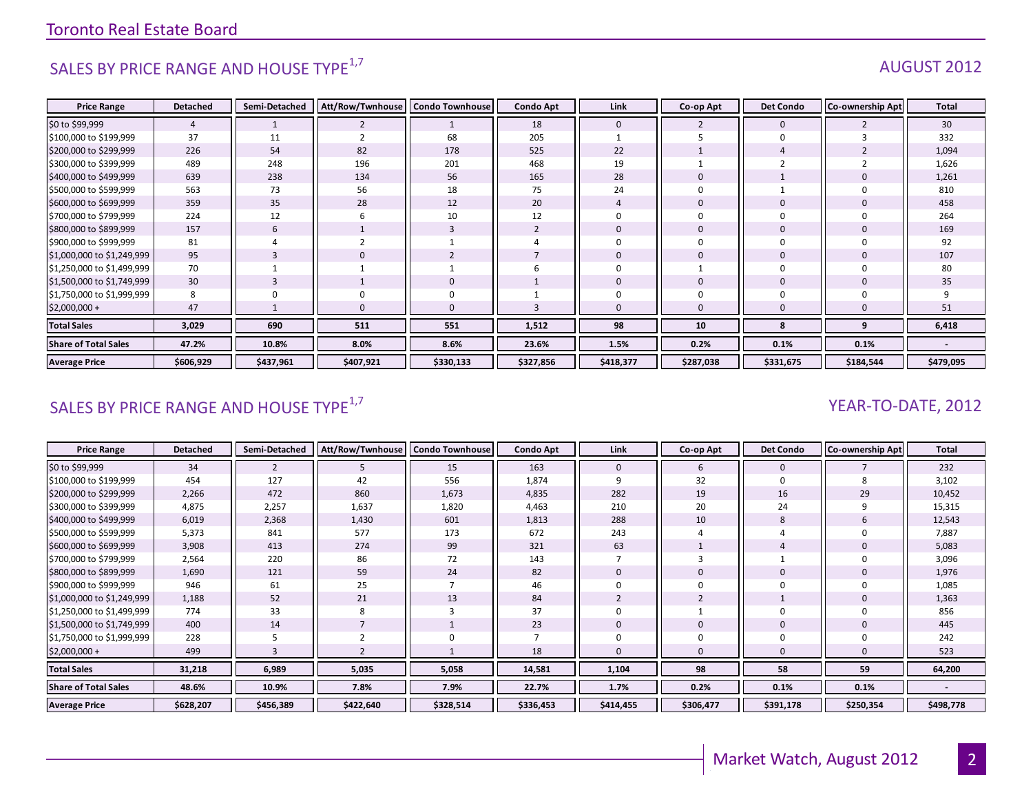Toronto Real Estate Board

## SALES BY PRICE RANGE AND HOUSE TYPE[1,7]

AUGUST 2012

| Price Range | Detached | Semi-Detached | Att/Row/Twnhouse | Condo Townhouse | Condo Apt | Link | Co-op Apt | Det Condo | Co-ownership Apt | Total |
|---|---|---|---|---|---|---|---|---|---|---|
| $0 to $99,999 | 4 | 1 | 2 | 1 | 18 | 0 | 2 | 0 | 2 | 30 |
| $100,000 to $199,999 | 37 | 11 | 2 | 68 | 205 | 1 | 5 | 0 | 3 | 332 |
| $200,000 to $299,999 | 226 | 54 | 82 | 178 | 525 | 22 | 1 | 4 | 2 | 1,094 |
| $300,000 to $399,999 | 489 | 248 | 196 | 201 | 468 | 19 | 1 | 2 | 2 | 1,626 |
| $400,000 to $499,999 | 639 | 238 | 134 | 56 | 165 | 28 | 0 | 1 | 0 | 1,261 |
| $500,000 to $599,999 | 563 | 73 | 56 | 18 | 75 | 24 | 0 | 1 | 0 | 810 |
| $600,000 to $699,999 | 359 | 35 | 28 | 12 | 20 | 4 | 0 | 0 | 0 | 458 |
| $700,000 to $799,999 | 224 | 12 | 6 | 10 | 12 | 0 | 0 | 0 | 0 | 264 |
| $800,000 to $899,999 | 157 | 6 | 1 | 3 | 2 | 0 | 0 | 0 | 0 | 169 |
| $900,000 to $999,999 | 81 | 4 | 2 | 1 | 4 | 0 | 0 | 0 | 0 | 92 |
| $1,000,000 to $1,249,999 | 95 | 3 | 0 | 2 | 7 | 0 | 0 | 0 | 0 | 107 |
| $1,250,000 to $1,499,999 | 70 | 1 | 1 | 1 | 6 | 0 | 1 | 0 | 0 | 80 |
| $1,500,000 to $1,749,999 | 30 | 3 | 1 | 0 | 1 | 0 | 0 | 0 | 0 | 35 |
| $1,750,000 to $1,999,999 | 8 | 0 | 0 | 0 | 1 | 0 | 0 | 0 | 0 | 9 |
| $2,000,000 + | 47 | 1 | 0 | 0 | 3 | 0 | 0 | 0 | 0 | 51 |
| **Total Sales** | **3,029** | **690** | **511** | **551** | **1,512** | **98** | **10** | **8** | **9** | **6,418** |
| **Share of Total Sales** | **47.2%** | **10.8%** | **8.0%** | **8.6%** | **23.6%** | **1.5%** | **0.2%** | **0.1%** | **0.1%** | **-** |
| **Average Price** | **$606,929** | **$437,961** | **$407,921** | **$330,133** | **$327,856** | **$418,377** | **$287,038** | **$331,675** | **$184,544** | **$479,095** |

## SALES BY PRICE RANGE AND HOUSE TYPE[1,7]

YEAR-TO-DATE, 2012

| Price Range | Detached | Semi-Detached | Att/Row/Twnhouse | Condo Townhouse | Condo Apt | Link | Co-op Apt | Det Condo | Co-ownership Apt | Total |
|---|---|---|---|---|---|---|---|---|---|---|
| $0 to $99,999 | 34 | 2 | 5 | 15 | 163 | 0 | 6 | 0 | 7 | 232 |
| $100,000 to $199,999 | 454 | 127 | 42 | 556 | 1,874 | 9 | 32 | 0 | 8 | 3,102 |
| $200,000 to $299,999 | 2,266 | 472 | 860 | 1,673 | 4,835 | 282 | 19 | 16 | 29 | 10,452 |
| $300,000 to $399,999 | 4,875 | 2,257 | 1,637 | 1,820 | 4,463 | 210 | 20 | 24 | 9 | 15,315 |
| $400,000 to $499,999 | 6,019 | 2,368 | 1,430 | 601 | 1,813 | 288 | 10 | 8 | 6 | 12,543 |
| $500,000 to $599,999 | 5,373 | 841 | 577 | 173 | 672 | 243 | 4 | 4 | 0 | 7,887 |
| $600,000 to $699,999 | 3,908 | 413 | 274 | 99 | 321 | 63 | 1 | 4 | 0 | 5,083 |
| $700,000 to $799,999 | 2,564 | 220 | 86 | 72 | 143 | 7 | 3 | 1 | 0 | 3,096 |
| $800,000 to $899,999 | 1,690 | 121 | 59 | 24 | 82 | 0 | 0 | 0 | 0 | 1,976 |
| $900,000 to $999,999 | 946 | 61 | 25 | 7 | 46 | 0 | 0 | 0 | 0 | 1,085 |
| $1,000,000 to $1,249,999 | 1,188 | 52 | 21 | 13 | 84 | 2 | 2 | 1 | 0 | 1,363 |
| $1,250,000 to $1,499,999 | 774 | 33 | 8 | 3 | 37 | 0 | 1 | 0 | 0 | 856 |
| $1,500,000 to $1,749,999 | 400 | 14 | 7 | 1 | 23 | 0 | 0 | 0 | 0 | 445 |
| $1,750,000 to $1,999,999 | 228 | 5 | 2 | 0 | 7 | 0 | 0 | 0 | 0 | 242 |
| $2,000,000 + | 499 | 3 | 2 | 1 | 18 | 0 | 0 | 0 | 0 | 523 |
| **Total Sales** | **31,218** | **6,989** | **5,035** | **5,058** | **14,581** | **1,104** | **98** | **58** | **59** | **64,200** |
| **Share of Total Sales** | **48.6%** | **10.9%** | **7.8%** | **7.9%** | **22.7%** | **1.7%** | **0.2%** | **0.1%** | **0.1%** | **-** |
| **Average Price** | **$628,207** | **$456,389** | **$422,640** | **$328,514** | **$336,453** | **$414,455** | **$306,477** | **$391,178** | **$250,354** | **$498,778** |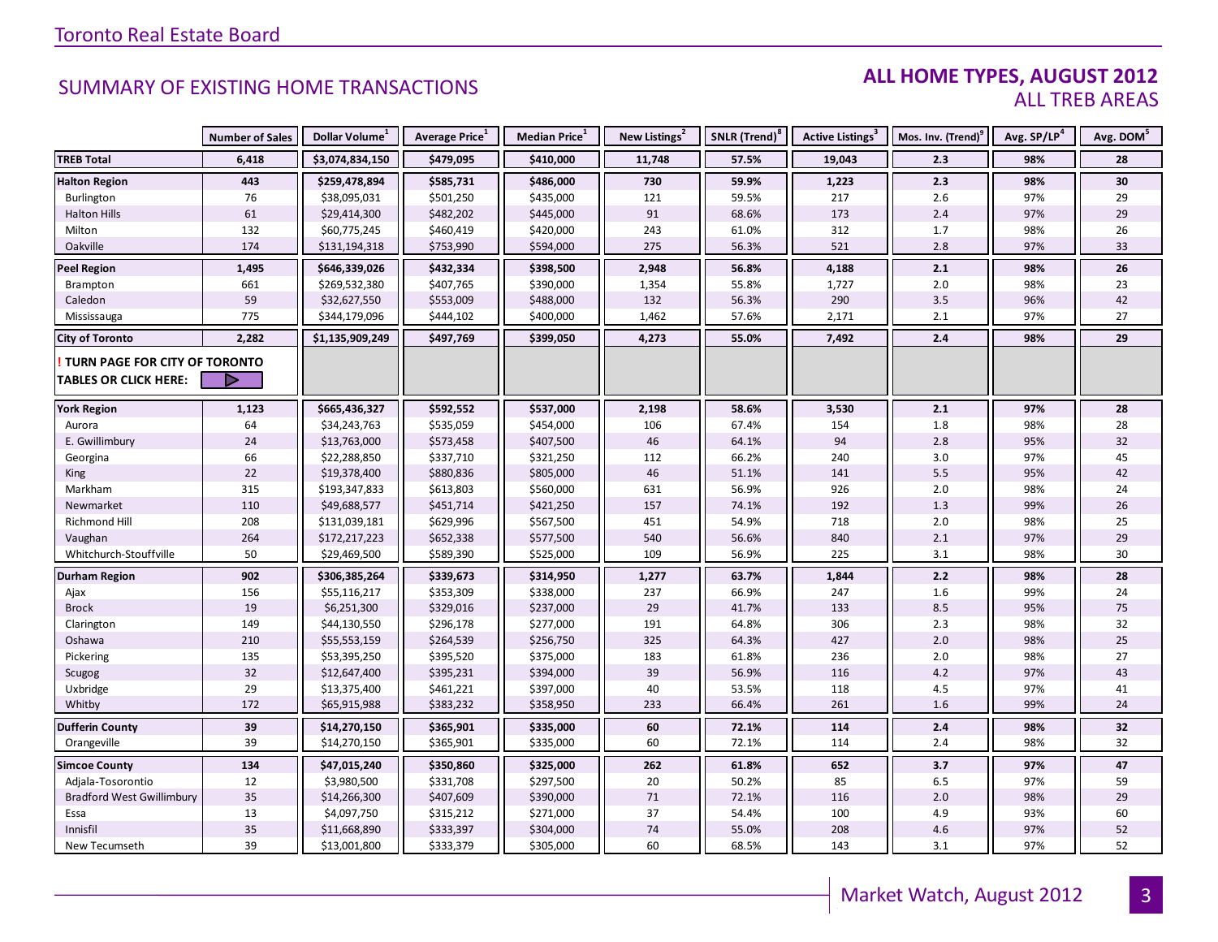# Toronto Real Estate Board

## SUMMARY OF EXISTING HOME TRANSACTIONS

### ALL HOME TYPES, AUGUST 2012
### ALL TREB AREAS

| | Number of Sales | Dollar Volume[1] | Average Price[1] | Median Price[1] | New Listings[2] | SNLR (Trend)[8] | Active Listings[3] | Mos. Inv. (Trend)[9] | Avg. SP/LP[4] | Avg. DOM[5] |
|---|---|---|---|---|---|---|---|---|---|---|
| **TREB Total** | **6,418** | **$3,074,834,150** | **$479,095** | **$410,000** | **11,748** | **57.5%** | **19,043** | **2.3** | **98%** | **28** |
| **Halton Region** | **443** | **$259,478,894** | **$585,731** | **$486,000** | **730** | **59.9%** | **1,223** | **2.3** | **98%** | **30** |
| Burlington | 76 | $38,095,031 | $501,250 | $435,000 | 121 | 59.5% | 217 | 2.6 | 97% | 29 |
| Halton Hills | 61 | $29,414,300 | $482,202 | $445,000 | 91 | 68.6% | 173 | 2.4 | 97% | 29 |
| Milton | 132 | $60,775,245 | $460,419 | $420,000 | 243 | 61.0% | 312 | 1.7 | 98% | 26 |
| Oakville | 174 | $131,194,318 | $753,990 | $594,000 | 275 | 56.3% | 521 | 2.8 | 97% | 33 |
| **Peel Region** | **1,495** | **$646,339,026** | **$432,334** | **$398,500** | **2,948** | **56.8%** | **4,188** | **2.1** | **98%** | **26** |
| Brampton | 661 | $269,532,380 | $407,765 | $390,000 | 1,354 | 55.8% | 1,727 | 2.0 | 98% | 23 |
| Caledon | 59 | $32,627,550 | $553,009 | $488,000 | 132 | 56.3% | 290 | 3.5 | 96% | 42 |
| Mississauga | 775 | $344,179,096 | $444,102 | $400,000 | 1,462 | 57.6% | 2,171 | 2.1 | 97% | 27 |
| **City of Toronto** | **2,282** | **$1,135,909,249** | **$497,769** | **$399,050** | **4,273** | **55.0%** | **7,492** | **2.4** | **98%** | **29** |
| **! TURN PAGE FOR CITY OF TORONTO TABLES OR CLICK HERE:** | | | | | | | | | | |
| **York Region** | **1,123** | **$665,436,327** | **$592,552** | **$537,000** | **2,198** | **58.6%** | **3,530** | **2.1** | **97%** | **28** |
| Aurora | 64 | $34,243,763 | $535,059 | $454,000 | 106 | 67.4% | 154 | 1.8 | 98% | 28 |
| E. Gwillimbury | 24 | $13,763,000 | $573,458 | $407,500 | 46 | 64.1% | 94 | 2.8 | 95% | 32 |
| Georgina | 66 | $22,288,850 | $337,710 | $321,250 | 112 | 66.2% | 240 | 3.0 | 97% | 45 |
| King | 22 | $19,378,400 | $880,836 | $805,000 | 46 | 51.1% | 141 | 5.5 | 95% | 42 |
| Markham | 315 | $193,347,833 | $613,803 | $560,000 | 631 | 56.9% | 926 | 2.0 | 98% | 24 |
| Newmarket | 110 | $49,688,577 | $451,714 | $421,250 | 157 | 74.1% | 192 | 1.3 | 99% | 26 |
| Richmond Hill | 208 | $131,039,181 | $629,996 | $567,500 | 451 | 54.9% | 718 | 2.0 | 98% | 25 |
| Vaughan | 264 | $172,217,223 | $652,338 | $577,500 | 540 | 56.6% | 840 | 2.1 | 97% | 29 |
| Whitchurch-Stouffville | 50 | $29,469,500 | $589,390 | $525,000 | 109 | 56.9% | 225 | 3.1 | 98% | 30 |
| **Durham Region** | **902** | **$306,385,264** | **$339,673** | **$314,950** | **1,277** | **63.7%** | **1,844** | **2.2** | **98%** | **28** |
| Ajax | 156 | $55,116,217 | $353,309 | $338,000 | 237 | 66.9% | 247 | 1.6 | 99% | 24 |
| Brock | 19 | $6,251,300 | $329,016 | $237,000 | 29 | 41.7% | 133 | 8.5 | 95% | 75 |
| Clarington | 149 | $44,130,550 | $296,178 | $277,000 | 191 | 64.8% | 306 | 2.3 | 98% | 32 |
| Oshawa | 210 | $55,553,159 | $264,539 | $256,750 | 325 | 64.3% | 427 | 2.0 | 98% | 25 |
| Pickering | 135 | $53,395,250 | $395,520 | $375,000 | 183 | 61.8% | 236 | 2.0 | 98% | 27 |
| Scugog | 32 | $12,647,400 | $395,231 | $394,000 | 39 | 56.9% | 116 | 4.2 | 97% | 43 |
| Uxbridge | 29 | $13,375,400 | $461,221 | $397,000 | 40 | 53.5% | 118 | 4.5 | 97% | 41 |
| Whitby | 172 | $65,915,988 | $383,232 | $358,950 | 233 | 66.4% | 261 | 1.6 | 99% | 24 |
| **Dufferin County** | **39** | **$14,270,150** | **$365,901** | **$335,000** | **60** | **72.1%** | **114** | **2.4** | **98%** | **32** |
| Orangeville | 39 | $14,270,150 | $365,901 | $335,000 | 60 | 72.1% | 114 | 2.4 | 98% | 32 |
| **Simcoe County** | **134** | **$47,015,240** | **$350,860** | **$325,000** | **262** | **61.8%** | **652** | **3.7** | **97%** | **47** |
| Adjala-Tosorontio | 12 | $3,980,500 | $331,708 | $297,500 | 20 | 50.2% | 85 | 6.5 | 97% | 59 |
| Bradford West Gwillimbury | 35 | $14,266,300 | $407,609 | $390,000 | 71 | 72.1% | 116 | 2.0 | 98% | 29 |
| Essa | 13 | $4,097,750 | $315,212 | $271,000 | 37 | 54.4% | 100 | 4.9 | 93% | 60 |
| Innisfil | 35 | $11,668,890 | $333,397 | $304,000 | 74 | 55.0% | 208 | 4.6 | 97% | 52 |
| New Tecumseth | 39 | $13,001,800 | $333,379 | $305,000 | 60 | 68.5% | 143 | 3.1 | 97% | 52 |

Market Watch, August 2012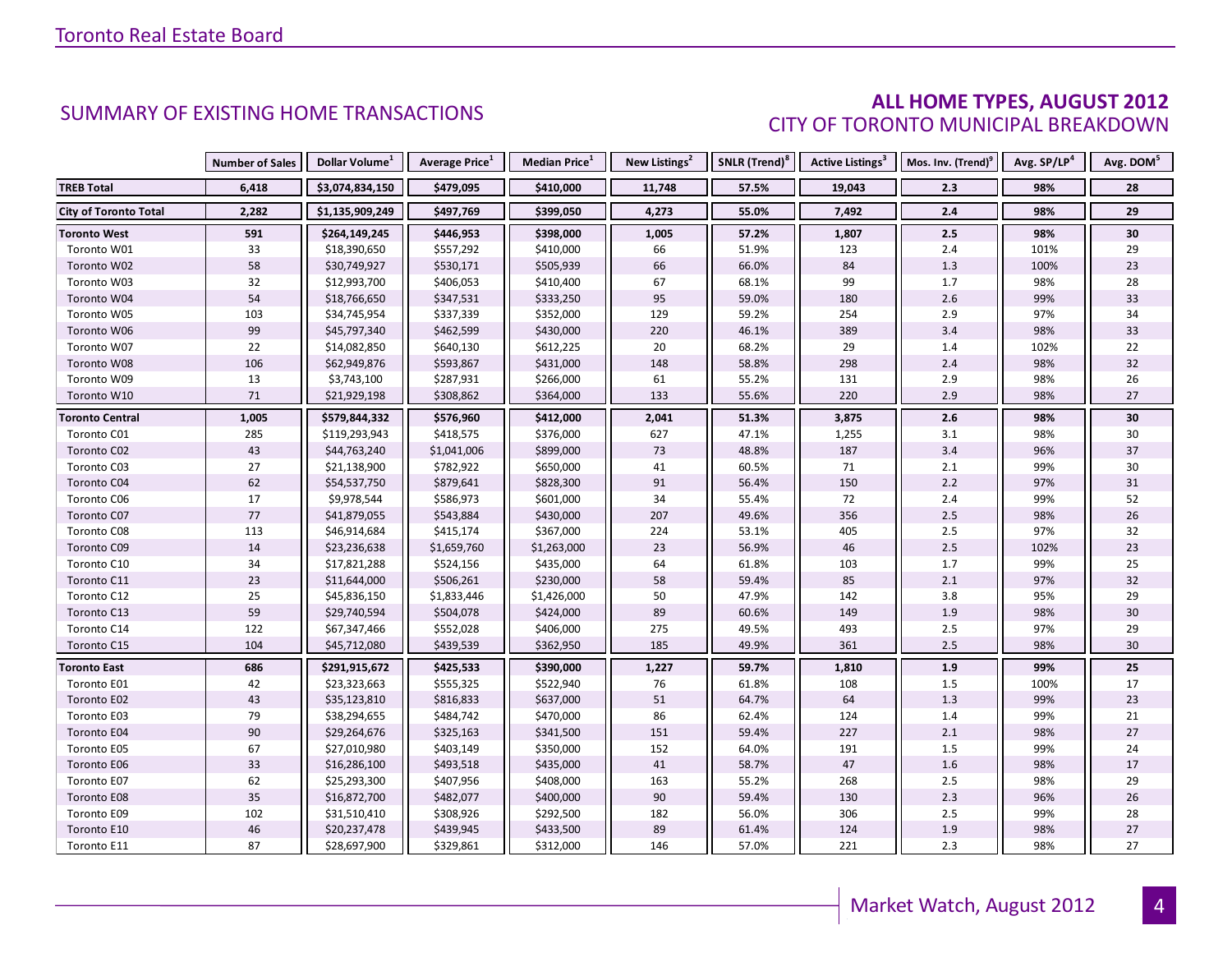Toronto Real Estate Board

## SUMMARY OF EXISTING HOME TRANSACTIONS

## ALL HOME TYPES, AUGUST 2012
### CITY OF TORONTO MUNICIPAL BREAKDOWN

| | Number of Sales | Dollar Volume[1] | Average Price[1] | Median Price[1] | New Listings[2] | SNLR (Trend)[8] | Active Listings[3] | Mos. Inv. (Trend)[9] | Avg. SP/LP[4] | Avg. DOM[5] |
|---|---|---|---|---|---|---|---|---|---|---|
| **TREB Total** | **6,418** | **$3,074,834,150** | **$479,095** | **$410,000** | **11,748** | **57.5%** | **19,043** | **2.3** | **98%** | **28** |
| **City of Toronto Total** | **2,282** | **$1,135,909,249** | **$497,769** | **$399,050** | **4,273** | **55.0%** | **7,492** | **2.4** | **98%** | **29** |
| **Toronto West** | **591** | **$264,149,245** | **$446,953** | **$398,000** | **1,005** | **57.2%** | **1,807** | **2.5** | **98%** | **30** |
| Toronto W01 | 33 | $18,390,650 | $557,292 | $410,000 | 66 | 51.9% | 123 | 2.4 | 101% | 29 |
| Toronto W02 | 58 | $30,749,927 | $530,171 | $505,939 | 66 | 66.0% | 84 | 1.3 | 100% | 23 |
| Toronto W03 | 32 | $12,993,700 | $406,053 | $410,400 | 67 | 68.1% | 99 | 1.7 | 98% | 28 |
| Toronto W04 | 54 | $18,766,650 | $347,531 | $333,250 | 95 | 59.0% | 180 | 2.6 | 99% | 33 |
| Toronto W05 | 103 | $34,745,954 | $337,339 | $352,000 | 129 | 59.2% | 254 | 2.9 | 97% | 34 |
| Toronto W06 | 99 | $45,797,340 | $462,599 | $430,000 | 220 | 46.1% | 389 | 3.4 | 98% | 33 |
| Toronto W07 | 22 | $14,082,850 | $640,130 | $612,225 | 20 | 68.2% | 29 | 1.4 | 102% | 22 |
| Toronto W08 | 106 | $62,949,876 | $593,867 | $431,000 | 148 | 58.8% | 298 | 2.4 | 98% | 32 |
| Toronto W09 | 13 | $3,743,100 | $287,931 | $266,000 | 61 | 55.2% | 131 | 2.9 | 98% | 26 |
| Toronto W10 | 71 | $21,929,198 | $308,862 | $364,000 | 133 | 55.6% | 220 | 2.9 | 98% | 27 |
| **Toronto Central** | **1,005** | **$579,844,332** | **$576,960** | **$412,000** | **2,041** | **51.3%** | **3,875** | **2.6** | **98%** | **30** |
| Toronto C01 | 285 | $119,293,943 | $418,575 | $376,000 | 627 | 47.1% | 1,255 | 3.1 | 98% | 30 |
| Toronto C02 | 43 | $44,763,240 | $1,041,006 | $899,000 | 73 | 48.8% | 187 | 3.4 | 96% | 37 |
| Toronto C03 | 27 | $21,138,900 | $782,922 | $650,000 | 41 | 60.5% | 71 | 2.1 | 99% | 30 |
| Toronto C04 | 62 | $54,537,750 | $879,641 | $828,300 | 91 | 56.4% | 150 | 2.2 | 97% | 31 |
| Toronto C06 | 17 | $9,978,544 | $586,973 | $601,000 | 34 | 55.4% | 72 | 2.4 | 99% | 52 |
| Toronto C07 | 77 | $41,879,055 | $543,884 | $430,000 | 207 | 49.6% | 356 | 2.5 | 98% | 26 |
| Toronto C08 | 113 | $46,914,684 | $415,174 | $367,000 | 224 | 53.1% | 405 | 2.5 | 97% | 32 |
| Toronto C09 | 14 | $23,236,638 | $1,659,760 | $1,263,000 | 23 | 56.9% | 46 | 2.5 | 102% | 23 |
| Toronto C10 | 34 | $17,821,288 | $524,156 | $435,000 | 64 | 61.8% | 103 | 1.7 | 99% | 25 |
| Toronto C11 | 23 | $11,644,000 | $506,261 | $230,000 | 58 | 59.4% | 85 | 2.1 | 97% | 32 |
| Toronto C12 | 25 | $45,836,150 | $1,833,446 | $1,426,000 | 50 | 47.9% | 142 | 3.8 | 95% | 29 |
| Toronto C13 | 59 | $29,740,594 | $504,078 | $424,000 | 89 | 60.6% | 149 | 1.9 | 98% | 30 |
| Toronto C14 | 122 | $67,347,466 | $552,028 | $406,000 | 275 | 49.5% | 493 | 2.5 | 97% | 29 |
| Toronto C15 | 104 | $45,712,080 | $439,539 | $362,950 | 185 | 49.9% | 361 | 2.5 | 98% | 30 |
| **Toronto East** | **686** | **$291,915,672** | **$425,533** | **$390,000** | **1,227** | **59.7%** | **1,810** | **1.9** | **99%** | **25** |
| Toronto E01 | 42 | $23,323,663 | $555,325 | $522,940 | 76 | 61.8% | 108 | 1.5 | 100% | 17 |
| Toronto E02 | 43 | $35,123,810 | $816,833 | $637,000 | 51 | 64.7% | 64 | 1.3 | 99% | 23 |
| Toronto E03 | 79 | $38,294,655 | $484,742 | $470,000 | 86 | 62.4% | 124 | 1.4 | 99% | 21 |
| Toronto E04 | 90 | $29,264,676 | $325,163 | $341,500 | 151 | 59.4% | 227 | 2.1 | 98% | 27 |
| Toronto E05 | 67 | $27,010,980 | $403,149 | $350,000 | 152 | 64.0% | 191 | 1.5 | 99% | 24 |
| Toronto E06 | 33 | $16,286,100 | $493,518 | $435,000 | 41 | 58.7% | 47 | 1.6 | 98% | 17 |
| Toronto E07 | 62 | $25,293,300 | $407,956 | $408,000 | 163 | 55.2% | 268 | 2.5 | 98% | 29 |
| Toronto E08 | 35 | $16,872,700 | $482,077 | $400,000 | 90 | 59.4% | 130 | 2.3 | 96% | 26 |
| Toronto E09 | 102 | $31,510,410 | $308,926 | $292,500 | 182 | 56.0% | 306 | 2.5 | 99% | 28 |
| Toronto E10 | 46 | $20,237,478 | $439,945 | $433,500 | 89 | 61.4% | 124 | 1.9 | 98% | 27 |
| Toronto E11 | 87 | $28,697,900 | $329,861 | $312,000 | 146 | 57.0% | 221 | 2.3 | 98% | 27 |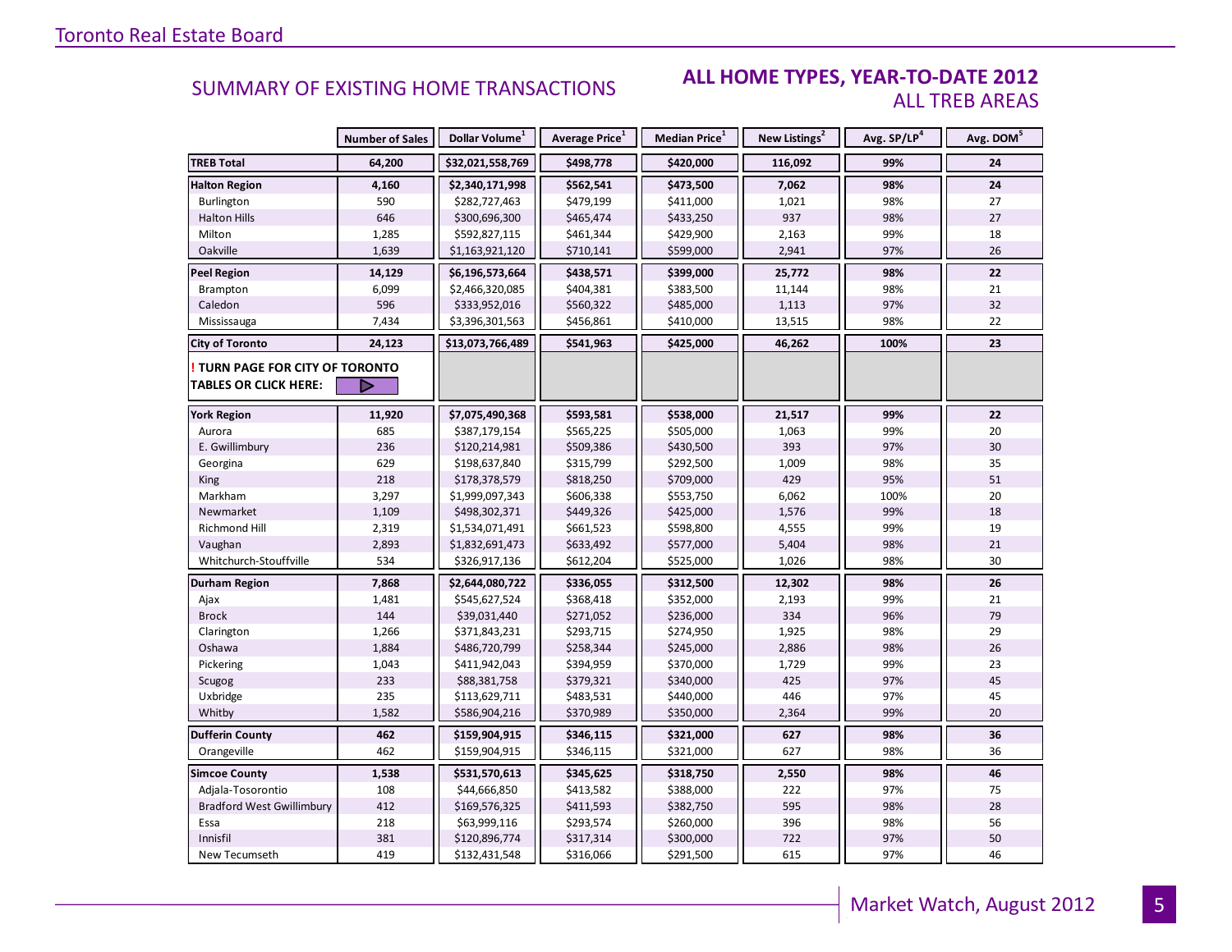## SUMMARY OF EXISTING HOME TRANSACTIONS

## ALL HOME TYPES, YEAR-TO-DATE 2012
ALL TREB AREAS

| | Number of Sales | Dollar Volume[1] | Average Price[1] | Median Price[1] | New Listings[2] | Avg. SP/LP[4] | Avg. DOM[5] |
|---|---|---|---|---|---|---|---|
| **TREB Total** | **64,200** | **$32,021,558,769** | **$498,778** | **$420,000** | **116,092** | **99%** | **24** |
| **Halton Region** | **4,160** | **$2,340,171,998** | **$562,541** | **$473,500** | **7,062** | **98%** | **24** |
| Burlington | 590 | $282,727,463 | $479,199 | $411,000 | 1,021 | 98% | 27 |
| Halton Hills | 646 | $300,696,300 | $465,474 | $433,250 | 937 | 98% | 27 |
| Milton | 1,285 | $592,827,115 | $461,344 | $429,900 | 2,163 | 99% | 18 |
| Oakville | 1,639 | $1,163,921,120 | $710,141 | $599,000 | 2,941 | 97% | 26 |
| **Peel Region** | **14,129** | **$6,196,573,664** | **$438,571** | **$399,000** | **25,772** | **98%** | **22** |
| Brampton | 6,099 | $2,466,320,085 | $404,381 | $383,500 | 11,144 | 98% | 21 |
| Caledon | 596 | $333,952,016 | $560,322 | $485,000 | 1,113 | 97% | 32 |
| Mississauga | 7,434 | $3,396,301,563 | $456,861 | $410,000 | 13,515 | 98% | 22 |
| **City of Toronto** | **24,123** | **$13,073,766,489** | **$541,963** | **$425,000** | **46,262** | **100%** | **23** |
| **! TURN PAGE FOR CITY OF TORONTO TABLES OR CLICK HERE:** | | | | | | | |
| **York Region** | **11,920** | **$7,075,490,368** | **$593,581** | **$538,000** | **21,517** | **99%** | **22** |
| Aurora | 685 | $387,179,154 | $565,225 | $505,000 | 1,063 | 99% | 20 |
| E. Gwillimbury | 236 | $120,214,981 | $509,386 | $430,500 | 393 | 97% | 30 |
| Georgina | 629 | $198,637,840 | $315,799 | $292,500 | 1,009 | 98% | 35 |
| King | 218 | $178,378,579 | $818,250 | $709,000 | 429 | 95% | 51 |
| Markham | 3,297 | $1,999,097,343 | $606,338 | $553,750 | 6,062 | 100% | 20 |
| Newmarket | 1,109 | $498,302,371 | $449,326 | $425,000 | 1,576 | 99% | 18 |
| Richmond Hill | 2,319 | $1,534,071,491 | $661,523 | $598,800 | 4,555 | 99% | 19 |
| Vaughan | 2,893 | $1,832,691,473 | $633,492 | $577,000 | 5,404 | 98% | 21 |
| Whitchurch-Stouffville | 534 | $326,917,136 | $612,204 | $525,000 | 1,026 | 98% | 30 |
| **Durham Region** | **7,868** | **$2,644,080,722** | **$336,055** | **$312,500** | **12,302** | **98%** | **26** |
| Ajax | 1,481 | $545,627,524 | $368,418 | $352,000 | 2,193 | 99% | 21 |
| Brock | 144 | $39,031,440 | $271,052 | $236,000 | 334 | 96% | 79 |
| Clarington | 1,266 | $371,843,231 | $293,715 | $274,950 | 1,925 | 98% | 29 |
| Oshawa | 1,884 | $486,720,799 | $258,344 | $245,000 | 2,886 | 98% | 26 |
| Pickering | 1,043 | $411,942,043 | $394,959 | $370,000 | 1,729 | 99% | 23 |
| Scugog | 233 | $88,381,758 | $379,321 | $340,000 | 425 | 97% | 45 |
| Uxbridge | 235 | $113,629,711 | $483,531 | $440,000 | 446 | 97% | 45 |
| Whitby | 1,582 | $586,904,216 | $370,989 | $350,000 | 2,364 | 99% | 20 |
| **Dufferin County** | **462** | **$159,904,915** | **$346,115** | **$321,000** | **627** | **98%** | **36** |
| Orangeville | 462 | $159,904,915 | $346,115 | $321,000 | 627 | 98% | 36 |
| **Simcoe County** | **1,538** | **$531,570,613** | **$345,625** | **$318,750** | **2,550** | **98%** | **46** |
| Adjala-Tosorontio | 108 | $44,666,850 | $413,582 | $388,000 | 222 | 97% | 75 |
| Bradford West Gwillimbury | 412 | $169,576,325 | $411,593 | $382,750 | 595 | 98% | 28 |
| Essa | 218 | $63,999,116 | $293,574 | $260,000 | 396 | 98% | 56 |
| Innisfil | 381 | $120,896,774 | $317,314 | $300,000 | 722 | 97% | 50 |
| New Tecumseth | 419 | $132,431,548 | $316,066 | $291,500 | 615 | 97% | 46 |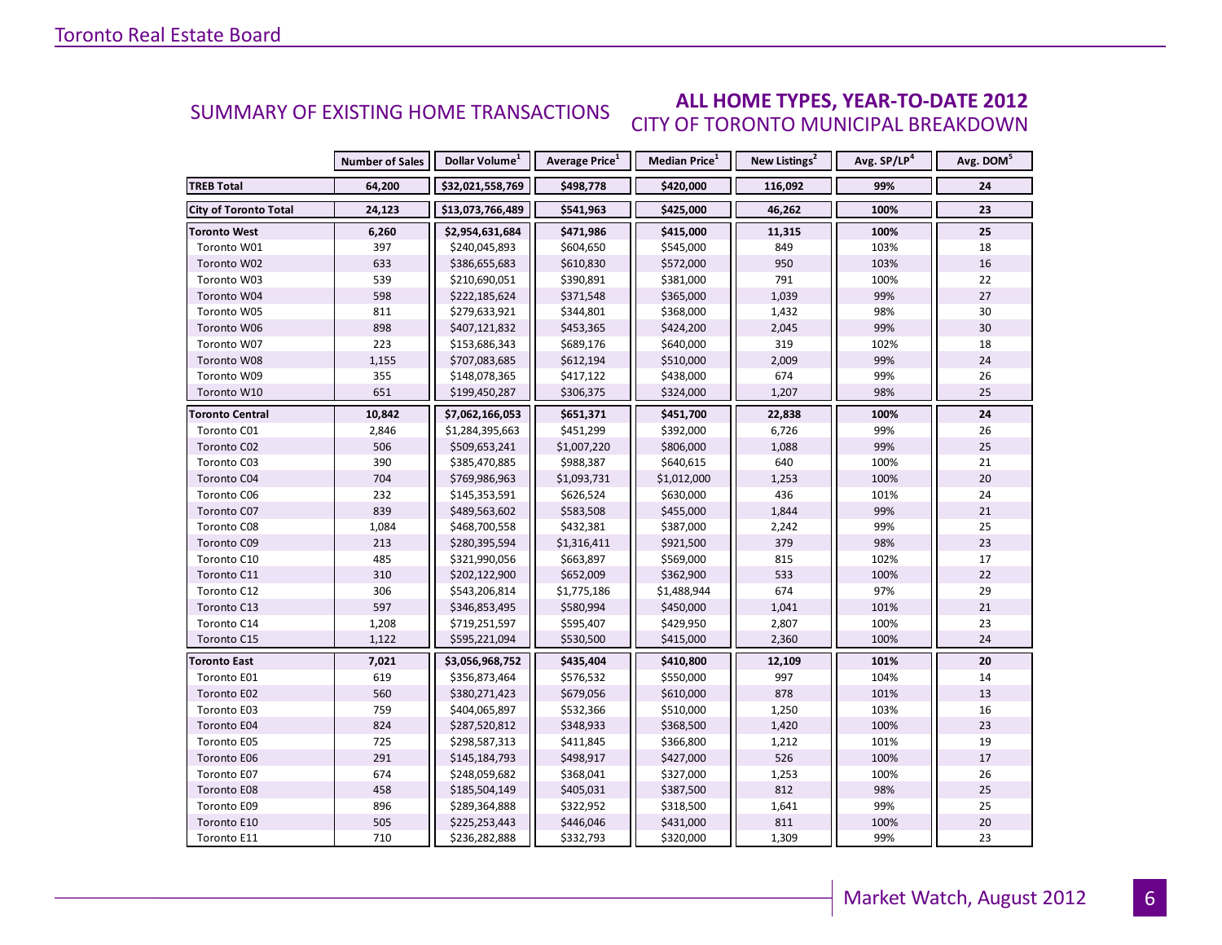## SUMMARY OF EXISTING HOME TRANSACTIONS

### ALL HOME TYPES, YEAR-TO-DATE 2012
### CITY OF TORONTO MUNICIPAL BREAKDOWN

| | Number of Sales | Dollar Volume[1] | Average Price[1] | Median Price[1] | New Listings[2] | Avg. SP/LP[4] | Avg. DOM[5] |
|---|---|---|---|---|---|---|---|
| **TREB Total** | **64,200** | **$32,021,558,769** | **$498,778** | **$420,000** | **116,092** | **99%** | **24** |
| **City of Toronto Total** | **24,123** | **$13,073,766,489** | **$541,963** | **$425,000** | **46,262** | **100%** | **23** |
| **Toronto West** | **6,260** | **$2,954,631,684** | **$471,986** | **$415,000** | **11,315** | **100%** | **25** |
| Toronto W01 | 397 | $240,045,893 | $604,650 | $545,000 | 849 | 103% | 18 |
| Toronto W02 | 633 | $386,655,683 | $610,830 | $572,000 | 950 | 103% | 16 |
| Toronto W03 | 539 | $210,690,051 | $390,891 | $381,000 | 791 | 100% | 22 |
| Toronto W04 | 598 | $222,185,624 | $371,548 | $365,000 | 1,039 | 99% | 27 |
| Toronto W05 | 811 | $279,633,921 | $344,801 | $368,000 | 1,432 | 98% | 30 |
| Toronto W06 | 898 | $407,121,832 | $453,365 | $424,200 | 2,045 | 99% | 30 |
| Toronto W07 | 223 | $153,686,343 | $689,176 | $640,000 | 319 | 102% | 18 |
| Toronto W08 | 1,155 | $707,083,685 | $612,194 | $510,000 | 2,009 | 99% | 24 |
| Toronto W09 | 355 | $148,078,365 | $417,122 | $438,000 | 674 | 99% | 26 |
| Toronto W10 | 651 | $199,450,287 | $306,375 | $324,000 | 1,207 | 98% | 25 |
| **Toronto Central** | **10,842** | **$7,062,166,053** | **$651,371** | **$451,700** | **22,838** | **100%** | **24** |
| Toronto C01 | 2,846 | $1,284,395,663 | $451,299 | $392,000 | 6,726 | 99% | 26 |
| Toronto C02 | 506 | $509,653,241 | $1,007,220 | $806,000 | 1,088 | 99% | 25 |
| Toronto C03 | 390 | $385,470,885 | $988,387 | $640,615 | 640 | 100% | 21 |
| Toronto C04 | 704 | $769,986,963 | $1,093,731 | $1,012,000 | 1,253 | 100% | 20 |
| Toronto C06 | 232 | $145,353,591 | $626,524 | $630,000 | 436 | 101% | 24 |
| Toronto C07 | 839 | $489,563,602 | $583,508 | $455,000 | 1,844 | 99% | 21 |
| Toronto C08 | 1,084 | $468,700,558 | $432,381 | $387,000 | 2,242 | 99% | 25 |
| Toronto C09 | 213 | $280,395,594 | $1,316,411 | $921,500 | 379 | 98% | 23 |
| Toronto C10 | 485 | $321,990,056 | $663,897 | $569,000 | 815 | 102% | 17 |
| Toronto C11 | 310 | $202,122,900 | $652,009 | $362,900 | 533 | 100% | 22 |
| Toronto C12 | 306 | $543,206,814 | $1,775,186 | $1,488,944 | 674 | 97% | 29 |
| Toronto C13 | 597 | $346,853,495 | $580,994 | $450,000 | 1,041 | 101% | 21 |
| Toronto C14 | 1,208 | $719,251,597 | $595,407 | $429,950 | 2,807 | 100% | 23 |
| Toronto C15 | 1,122 | $595,221,094 | $530,500 | $415,000 | 2,360 | 100% | 24 |
| **Toronto East** | **7,021** | **$3,056,968,752** | **$435,404** | **$410,800** | **12,109** | **101%** | **20** |
| Toronto E01 | 619 | $356,873,464 | $576,532 | $550,000 | 997 | 104% | 14 |
| Toronto E02 | 560 | $380,271,423 | $679,056 | $610,000 | 878 | 101% | 13 |
| Toronto E03 | 759 | $404,065,897 | $532,366 | $510,000 | 1,250 | 103% | 16 |
| Toronto E04 | 824 | $287,520,812 | $348,933 | $368,500 | 1,420 | 100% | 23 |
| Toronto E05 | 725 | $298,587,313 | $411,845 | $366,800 | 1,212 | 101% | 19 |
| Toronto E06 | 291 | $145,184,793 | $498,917 | $427,000 | 526 | 100% | 17 |
| Toronto E07 | 674 | $248,059,682 | $368,041 | $327,000 | 1,253 | 100% | 26 |
| Toronto E08 | 458 | $185,504,149 | $405,031 | $387,500 | 812 | 98% | 25 |
| Toronto E09 | 896 | $289,364,888 | $322,952 | $318,500 | 1,641 | 99% | 25 |
| Toronto E10 | 505 | $225,253,443 | $446,046 | $431,000 | 811 | 100% | 20 |
| Toronto E11 | 710 | $236,282,888 | $332,793 | $320,000 | 1,309 | 99% | 23 |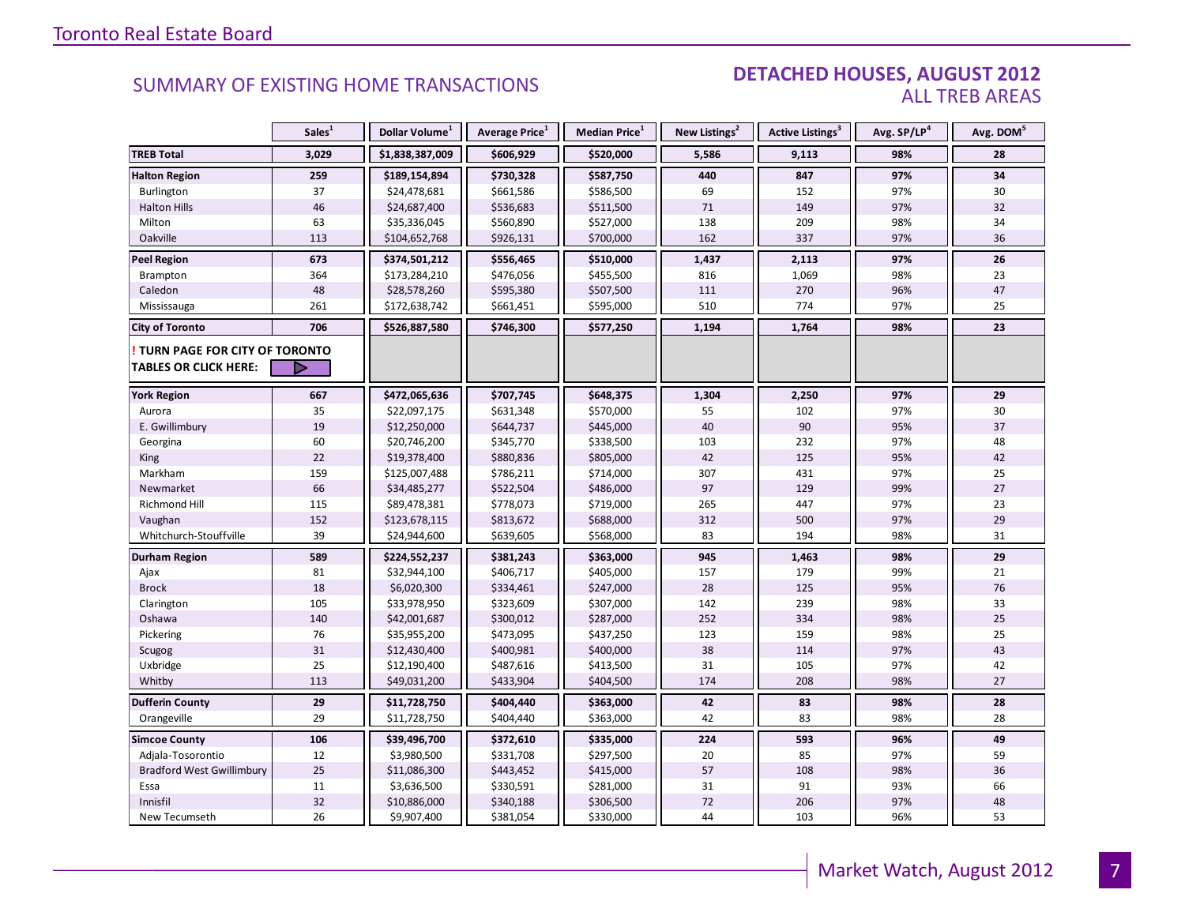## SUMMARY OF EXISTING HOME TRANSACTIONS

## DETACHED HOUSES, AUGUST 2012
### ALL TREB AREAS

| | Sales[1] | Dollar Volume[1] | Average Price[1] | Median Price[1] | New Listings[2] | Active Listings[3] | Avg. SP/LP[4] | Avg. DOM[5] |
|---|---|---|---|---|---|---|---|---|
| **TREB Total** | **3,029** | **$1,838,387,009** | **$606,929** | **$520,000** | **5,586** | **9,113** | **98%** | **28** |
| **Halton Region** | **259** | **$189,154,894** | **$730,328** | **$587,750** | **440** | **847** | **97%** | **34** |
| Burlington | 37 | $24,478,681 | $661,586 | $586,500 | 69 | 152 | 97% | 30 |
| Halton Hills | 46 | $24,687,400 | $536,683 | $511,500 | 71 | 149 | 97% | 32 |
| Milton | 63 | $35,336,045 | $560,890 | $527,000 | 138 | 209 | 98% | 34 |
| Oakville | 113 | $104,652,768 | $926,131 | $700,000 | 162 | 337 | 97% | 36 |
| **Peel Region** | **673** | **$374,501,212** | **$556,465** | **$510,000** | **1,437** | **2,113** | **97%** | **26** |
| Brampton | 364 | $173,284,210 | $476,056 | $455,500 | 816 | 1,069 | 98% | 23 |
| Caledon | 48 | $28,578,260 | $595,380 | $507,500 | 111 | 270 | 96% | 47 |
| Mississauga | 261 | $172,638,742 | $661,451 | $595,000 | 510 | 774 | 97% | 25 |
| **City of Toronto** | **706** | **$526,887,580** | **$746,300** | **$577,250** | **1,194** | **1,764** | **98%** | **23** |
| **! TURN PAGE FOR CITY OF TORONTO TABLES OR CLICK HERE:** | | | | | | | | |
| **York Region** | **667** | **$472,065,636** | **$707,745** | **$648,375** | **1,304** | **2,250** | **97%** | **29** |
| Aurora | 35 | $22,097,175 | $631,348 | $570,000 | 55 | 102 | 97% | 30 |
| E. Gwillimbury | 19 | $12,250,000 | $644,737 | $445,000 | 40 | 90 | 95% | 37 |
| Georgina | 60 | $20,746,200 | $345,770 | $338,500 | 103 | 232 | 97% | 48 |
| King | 22 | $19,378,400 | $880,836 | $805,000 | 42 | 125 | 95% | 42 |
| Markham | 159 | $125,007,488 | $786,211 | $714,000 | 307 | 431 | 97% | 25 |
| Newmarket | 66 | $34,485,277 | $522,504 | $486,000 | 97 | 129 | 99% | 27 |
| Richmond Hill | 115 | $89,478,381 | $778,073 | $719,000 | 265 | 447 | 97% | 23 |
| Vaughan | 152 | $123,678,115 | $813,672 | $688,000 | 312 | 500 | 97% | 29 |
| Whitchurch-Stouffville | 39 | $24,944,600 | $639,605 | $568,000 | 83 | 194 | 98% | 31 |
| **Durham Region** | **589** | **$224,552,237** | **$381,243** | **$363,000** | **945** | **1,463** | **98%** | **29** |
| Ajax | 81 | $32,944,100 | $406,717 | $405,000 | 157 | 179 | 99% | 21 |
| Brock | 18 | $6,020,300 | $334,461 | $247,000 | 28 | 125 | 95% | 76 |
| Clarington | 105 | $33,978,950 | $323,609 | $307,000 | 142 | 239 | 98% | 33 |
| Oshawa | 140 | $42,001,687 | $300,012 | $287,000 | 252 | 334 | 98% | 25 |
| Pickering | 76 | $35,955,200 | $473,095 | $437,250 | 123 | 159 | 98% | 25 |
| Scugog | 31 | $12,430,400 | $400,981 | $400,000 | 38 | 114 | 97% | 43 |
| Uxbridge | 25 | $12,190,400 | $487,616 | $413,500 | 31 | 105 | 97% | 42 |
| Whitby | 113 | $49,031,200 | $433,904 | $404,500 | 174 | 208 | 98% | 27 |
| **Dufferin County** | **29** | **$11,728,750** | **$404,440** | **$363,000** | **42** | **83** | **98%** | **28** |
| Orangeville | 29 | $11,728,750 | $404,440 | $363,000 | 42 | 83 | 98% | 28 |
| **Simcoe County** | **106** | **$39,496,700** | **$372,610** | **$335,000** | **224** | **593** | **96%** | **49** |
| Adjala-Tosorontio | 12 | $3,980,500 | $331,708 | $297,500 | 20 | 85 | 97% | 59 |
| Bradford West Gwillimbury | 25 | $11,086,300 | $443,452 | $415,000 | 57 | 108 | 98% | 36 |
| Essa | 11 | $3,636,500 | $330,591 | $281,000 | 31 | 91 | 93% | 66 |
| Innisfil | 32 | $10,886,000 | $340,188 | $306,500 | 72 | 206 | 97% | 48 |
| New Tecumseth | 26 | $9,907,400 | $381,054 | $330,000 | 44 | 103 | 96% | 53 |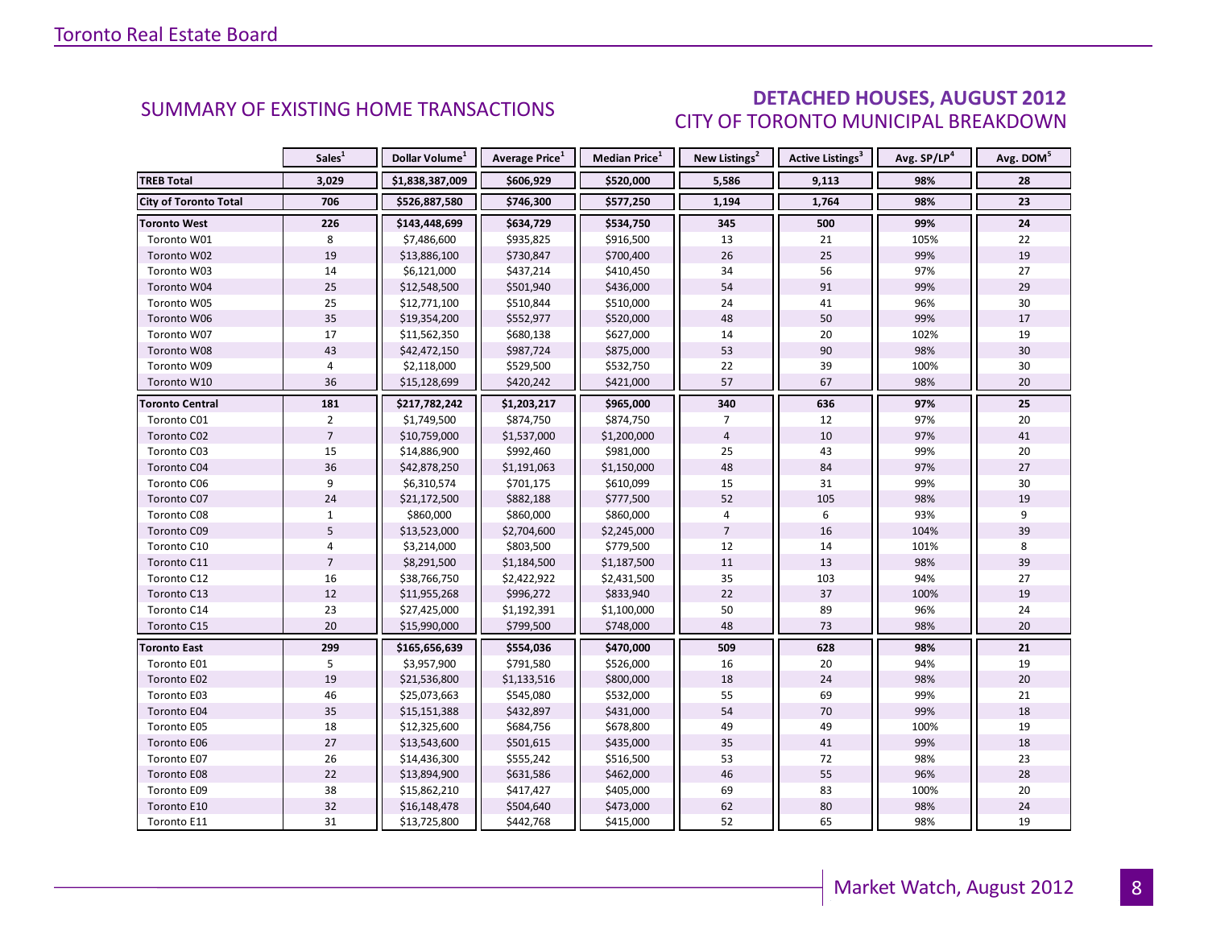## SUMMARY OF EXISTING HOME TRANSACTIONS

## DETACHED HOUSES, AUGUST 2012
### CITY OF TORONTO MUNICIPAL BREAKDOWN

| | Sales[1] | Dollar Volume[1] | Average Price[1] | Median Price[1] | New Listings[2] | Active Listings[3] | Avg. SP/LP[4] | Avg. DOM[5] |
|---|---|---|---|---|---|---|---|---|
| **TREB Total** | **3,029** | **$1,838,387,009** | **$606,929** | **$520,000** | **5,586** | **9,113** | **98%** | **28** |
| **City of Toronto Total** | **706** | **$526,887,580** | **$746,300** | **$577,250** | **1,194** | **1,764** | **98%** | **23** |
| **Toronto West** | **226** | **$143,448,699** | **$634,729** | **$534,750** | **345** | **500** | **99%** | **24** |
| Toronto W01 | 8 | $7,486,600 | $935,825 | $916,500 | 13 | 21 | 105% | 22 |
| Toronto W02 | 19 | $13,886,100 | $730,847 | $700,400 | 26 | 25 | 99% | 19 |
| Toronto W03 | 14 | $6,121,000 | $437,214 | $410,450 | 34 | 56 | 97% | 27 |
| Toronto W04 | 25 | $12,548,500 | $501,940 | $436,000 | 54 | 91 | 99% | 29 |
| Toronto W05 | 25 | $12,771,100 | $510,844 | $510,000 | 24 | 41 | 96% | 30 |
| Toronto W06 | 35 | $19,354,200 | $552,977 | $520,000 | 48 | 50 | 99% | 17 |
| Toronto W07 | 17 | $11,562,350 | $680,138 | $627,000 | 14 | 20 | 102% | 19 |
| Toronto W08 | 43 | $42,472,150 | $987,724 | $875,000 | 53 | 90 | 98% | 30 |
| Toronto W09 | 4 | $2,118,000 | $529,500 | $532,750 | 22 | 39 | 100% | 30 |
| Toronto W10 | 36 | $15,128,699 | $420,242 | $421,000 | 57 | 67 | 98% | 20 |
| **Toronto Central** | **181** | **$217,782,242** | **$1,203,217** | **$965,000** | **340** | **636** | **97%** | **25** |
| Toronto C01 | 2 | $1,749,500 | $874,750 | $874,750 | 7 | 12 | 97% | 20 |
| Toronto C02 | 7 | $10,759,000 | $1,537,000 | $1,200,000 | 4 | 10 | 97% | 41 |
| Toronto C03 | 15 | $14,886,900 | $992,460 | $981,000 | 25 | 43 | 99% | 20 |
| Toronto C04 | 36 | $42,878,250 | $1,191,063 | $1,150,000 | 48 | 84 | 97% | 27 |
| Toronto C06 | 9 | $6,310,574 | $701,175 | $610,099 | 15 | 31 | 99% | 30 |
| Toronto C07 | 24 | $21,172,500 | $882,188 | $777,500 | 52 | 105 | 98% | 19 |
| Toronto C08 | 1 | $860,000 | $860,000 | $860,000 | 4 | 6 | 93% | 9 |
| Toronto C09 | 5 | $13,523,000 | $2,704,600 | $2,245,000 | 7 | 16 | 104% | 39 |
| Toronto C10 | 4 | $3,214,000 | $803,500 | $779,500 | 12 | 14 | 101% | 8 |
| Toronto C11 | 7 | $8,291,500 | $1,184,500 | $1,187,500 | 11 | 13 | 98% | 39 |
| Toronto C12 | 16 | $38,766,750 | $2,422,922 | $2,431,500 | 35 | 103 | 94% | 27 |
| Toronto C13 | 12 | $11,955,268 | $996,272 | $833,940 | 22 | 37 | 100% | 19 |
| Toronto C14 | 23 | $27,425,000 | $1,192,391 | $1,100,000 | 50 | 89 | 96% | 24 |
| Toronto C15 | 20 | $15,990,000 | $799,500 | $748,000 | 48 | 73 | 98% | 20 |
| **Toronto East** | **299** | **$165,656,639** | **$554,036** | **$470,000** | **509** | **628** | **98%** | **21** |
| Toronto E01 | 5 | $3,957,900 | $791,580 | $526,000 | 16 | 20 | 94% | 19 |
| Toronto E02 | 19 | $21,536,800 | $1,133,516 | $800,000 | 18 | 24 | 98% | 20 |
| Toronto E03 | 46 | $25,073,663 | $545,080 | $532,000 | 55 | 69 | 99% | 21 |
| Toronto E04 | 35 | $15,151,388 | $432,897 | $431,000 | 54 | 70 | 99% | 18 |
| Toronto E05 | 18 | $12,325,600 | $684,756 | $678,800 | 49 | 49 | 100% | 19 |
| Toronto E06 | 27 | $13,543,600 | $501,615 | $435,000 | 35 | 41 | 99% | 18 |
| Toronto E07 | 26 | $14,436,300 | $555,242 | $516,500 | 53 | 72 | 98% | 23 |
| Toronto E08 | 22 | $13,894,900 | $631,586 | $462,000 | 46 | 55 | 96% | 28 |
| Toronto E09 | 38 | $15,862,210 | $417,427 | $405,000 | 69 | 83 | 100% | 20 |
| Toronto E10 | 32 | $16,148,478 | $504,640 | $473,000 | 62 | 80 | 98% | 24 |
| Toronto E11 | 31 | $13,725,800 | $442,768 | $415,000 | 52 | 65 | 98% | 19 |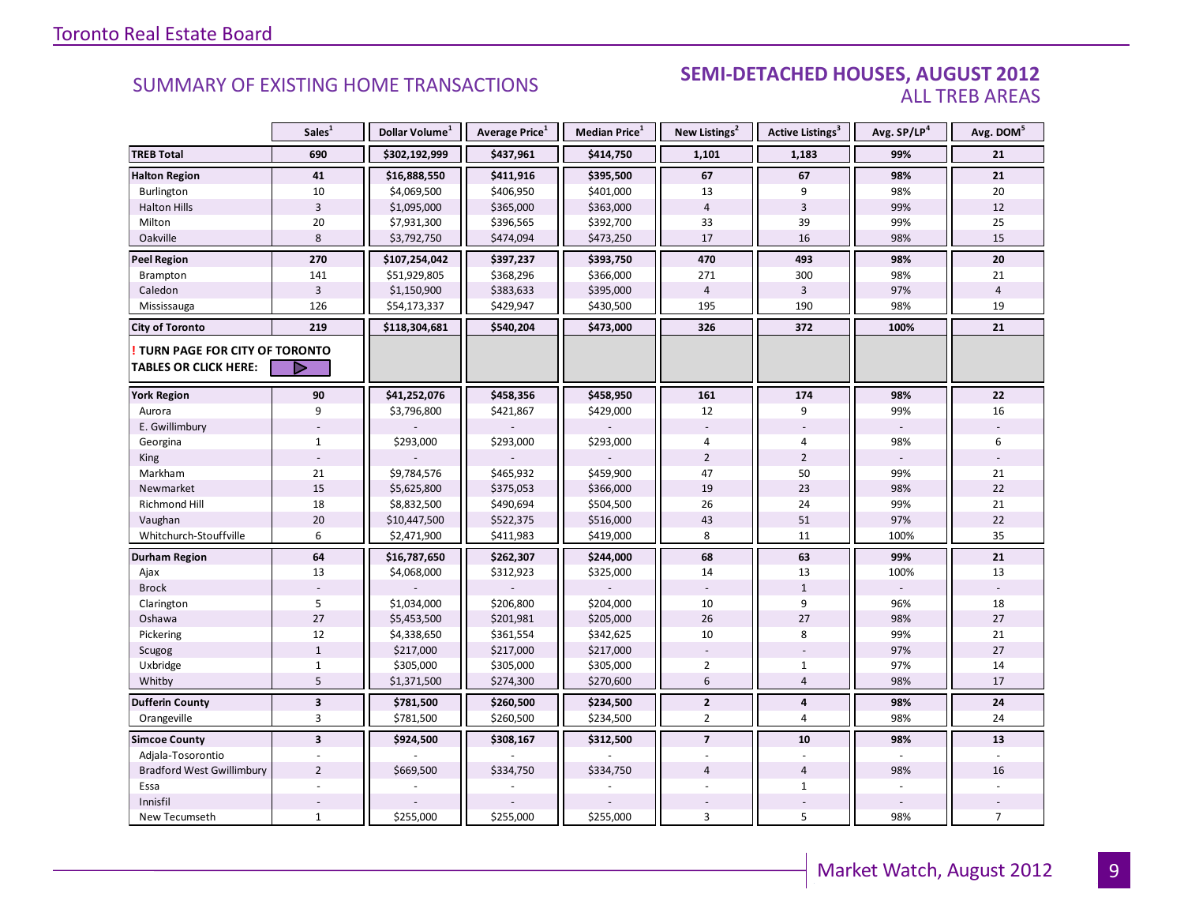## SUMMARY OF EXISTING HOME TRANSACTIONS

## SEMI-DETACHED HOUSES, AUGUST 2012
### ALL TREB AREAS

| | Sales[1] | Dollar Volume[1] | Average Price[1] | Median Price[1] | New Listings[2] | Active Listings[3] | Avg. SP/LP[4] | Avg. DOM[5] |
|---|---|---|---|---|---|---|---|---|
| **TREB Total** | **690** | **$302,192,999** | **$437,961** | **$414,750** | **1,101** | **1,183** | **99%** | **21** |
| **Halton Region** | **41** | **$16,888,550** | **$411,916** | **$395,500** | **67** | **67** | **98%** | **21** |
| Burlington | 10 | $4,069,500 | $406,950 | $401,000 | 13 | 9 | 98% | 20 |
| Halton Hills | 3 | $1,095,000 | $365,000 | $363,000 | 4 | 3 | 99% | 12 |
| Milton | 20 | $7,931,300 | $396,565 | $392,700 | 33 | 39 | 99% | 25 |
| Oakville | 8 | $3,792,750 | $474,094 | $473,250 | 17 | 16 | 98% | 15 |
| **Peel Region** | **270** | **$107,254,042** | **$397,237** | **$393,750** | **470** | **493** | **98%** | **20** |
| Brampton | 141 | $51,929,805 | $368,296 | $366,000 | 271 | 300 | 98% | 21 |
| Caledon | 3 | $1,150,900 | $383,633 | $395,000 | 4 | 3 | 97% | 4 |
| Mississauga | 126 | $54,173,337 | $429,947 | $430,500 | 195 | 190 | 98% | 19 |
| **City of Toronto** | **219** | **$118,304,681** | **$540,204** | **$473,000** | **326** | **372** | **100%** | **21** |
| **! TURN PAGE FOR CITY OF TORONTO TABLES OR CLICK HERE:** | | | | | | | | |
| **York Region** | **90** | **$41,252,076** | **$458,356** | **$458,950** | **161** | **174** | **98%** | **22** |
| Aurora | 9 | $3,796,800 | $421,867 | $429,000 | 12 | 9 | 99% | 16 |
| E. Gwillimbury | - | - | - | - | - | - | - | - |
| Georgina | 1 | $293,000 | $293,000 | $293,000 | 4 | 4 | 98% | 6 |
| King | - | - | - | - | 2 | 2 | - | - |
| Markham | 21 | $9,784,576 | $465,932 | $459,900 | 47 | 50 | 99% | 21 |
| Newmarket | 15 | $5,625,800 | $375,053 | $366,000 | 19 | 23 | 98% | 22 |
| Richmond Hill | 18 | $8,832,500 | $490,694 | $504,500 | 26 | 24 | 99% | 21 |
| Vaughan | 20 | $10,447,500 | $522,375 | $516,000 | 43 | 51 | 97% | 22 |
| Whitchurch-Stouffville | 6 | $2,471,900 | $411,983 | $419,000 | 8 | 11 | 100% | 35 |
| **Durham Region** | **64** | **$16,787,650** | **$262,307** | **$244,000** | **68** | **63** | **99%** | **21** |
| Ajax | 13 | $4,068,000 | $312,923 | $325,000 | 14 | 13 | 100% | 13 |
| Brock | - | - | - | - | - | 1 | - | - |
| Clarington | 5 | $1,034,000 | $206,800 | $204,000 | 10 | 9 | 96% | 18 |
| Oshawa | 27 | $5,453,500 | $201,981 | $205,000 | 26 | 27 | 98% | 27 |
| Pickering | 12 | $4,338,650 | $361,554 | $342,625 | 10 | 8 | 99% | 21 |
| Scugog | 1 | $217,000 | $217,000 | $217,000 | - | - | 97% | 27 |
| Uxbridge | 1 | $305,000 | $305,000 | $305,000 | 2 | 1 | 97% | 14 |
| Whitby | 5 | $1,371,500 | $274,300 | $270,600 | 6 | 4 | 98% | 17 |
| **Dufferin County** | **3** | **$781,500** | **$260,500** | **$234,500** | **2** | **4** | **98%** | **24** |
| Orangeville | 3 | $781,500 | $260,500 | $234,500 | 2 | 4 | 98% | 24 |
| **Simcoe County** | **3** | **$924,500** | **$308,167** | **$312,500** | **7** | **10** | **98%** | **13** |
| Adjala-Tosorontio | - | - | - | - | - | - | - | - |
| Bradford West Gwillimbury | 2 | $669,500 | $334,750 | $334,750 | 4 | 4 | 98% | 16 |
| Essa | - | - | - | - | - | 1 | - | - |
| Innisfil | - | - | - | - | - | - | - | - |
| New Tecumseth | 1 | $255,000 | $255,000 | $255,000 | 3 | 5 | 98% | 7 |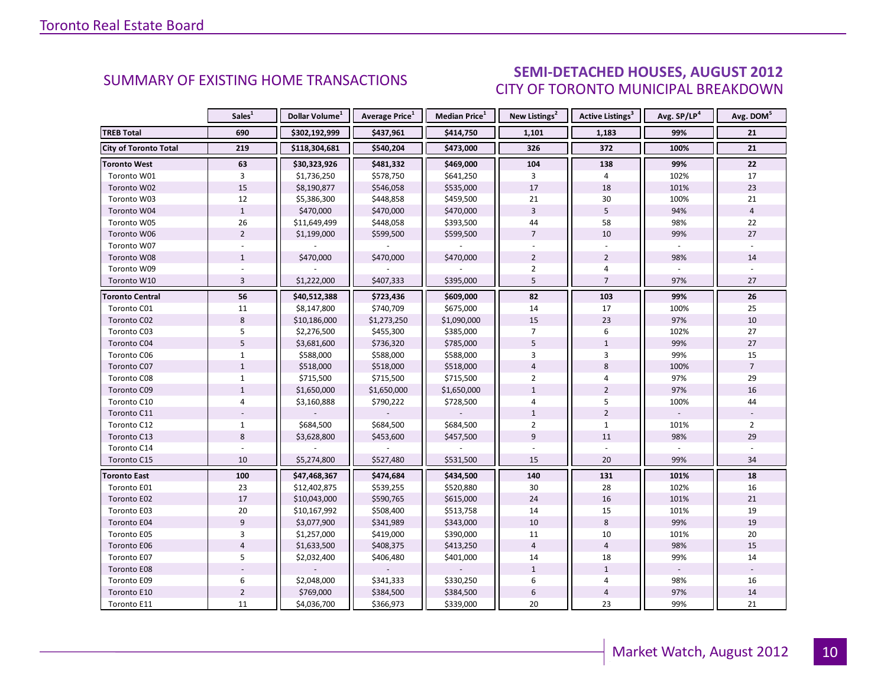## SUMMARY OF EXISTING HOME TRANSACTIONS

## SEMI-DETACHED HOUSES, AUGUST 2012
### CITY OF TORONTO MUNICIPAL BREAKDOWN

| | Sales[1] | Dollar Volume[1] | Average Price[1] | Median Price[1] | New Listings[2] | Active Listings[3] | Avg. SP/LP[4] | Avg. DOM[5] |
|---|---|---|---|---|---|---|---|---|
| **TREB Total** | **690** | **$302,192,999** | **$437,961** | **$414,750** | **1,101** | **1,183** | **99%** | **21** |
| **City of Toronto Total** | **219** | **$118,304,681** | **$540,204** | **$473,000** | **326** | **372** | **100%** | **21** |
| **Toronto West** | **63** | **$30,323,926** | **$481,332** | **$469,000** | **104** | **138** | **99%** | **22** |
| Toronto W01 | 3 | $1,736,250 | $578,750 | $641,250 | 3 | 4 | 102% | 17 |
| Toronto W02 | 15 | $8,190,877 | $546,058 | $535,000 | 17 | 18 | 101% | 23 |
| Toronto W03 | 12 | $5,386,300 | $448,858 | $459,500 | 21 | 30 | 100% | 21 |
| Toronto W04 | 1 | $470,000 | $470,000 | $470,000 | 3 | 5 | 94% | 4 |
| Toronto W05 | 26 | $11,649,499 | $448,058 | $393,500 | 44 | 58 | 98% | 22 |
| Toronto W06 | 2 | $1,199,000 | $599,500 | $599,500 | 7 | 10 | 99% | 27 |
| Toronto W07 | - | - | - | - | - | - | - | - |
| Toronto W08 | 1 | $470,000 | $470,000 | $470,000 | 2 | 2 | 98% | 14 |
| Toronto W09 | - | - | - | - | 2 | 4 | - | - |
| Toronto W10 | 3 | $1,222,000 | $407,333 | $395,000 | 5 | 7 | 97% | 27 |
| **Toronto Central** | **56** | **$40,512,388** | **$723,436** | **$609,000** | **82** | **103** | **99%** | **26** |
| Toronto C01 | 11 | $8,147,800 | $740,709 | $675,000 | 14 | 17 | 100% | 25 |
| Toronto C02 | 8 | $10,186,000 | $1,273,250 | $1,090,000 | 15 | 23 | 97% | 10 |
| Toronto C03 | 5 | $2,276,500 | $455,300 | $385,000 | 7 | 6 | 102% | 27 |
| Toronto C04 | 5 | $3,681,600 | $736,320 | $785,000 | 5 | 1 | 99% | 27 |
| Toronto C06 | 1 | $588,000 | $588,000 | $588,000 | 3 | 3 | 99% | 15 |
| Toronto C07 | 1 | $518,000 | $518,000 | $518,000 | 4 | 8 | 100% | 7 |
| Toronto C08 | 1 | $715,500 | $715,500 | $715,500 | 2 | 4 | 97% | 29 |
| Toronto C09 | 1 | $1,650,000 | $1,650,000 | $1,650,000 | 1 | 2 | 97% | 16 |
| Toronto C10 | 4 | $3,160,888 | $790,222 | $728,500 | 4 | 5 | 100% | 44 |
| Toronto C11 | - | - | - | - | 1 | 2 | - | - |
| Toronto C12 | 1 | $684,500 | $684,500 | $684,500 | 2 | 1 | 101% | 2 |
| Toronto C13 | 8 | $3,628,800 | $453,600 | $457,500 | 9 | 11 | 98% | 29 |
| Toronto C14 | - | - | - | - | - | - | - | - |
| Toronto C15 | 10 | $5,274,800 | $527,480 | $531,500 | 15 | 20 | 99% | 34 |
| **Toronto East** | **100** | **$47,468,367** | **$474,684** | **$434,500** | **140** | **131** | **101%** | **18** |
| Toronto E01 | 23 | $12,402,875 | $539,255 | $520,880 | 30 | 28 | 102% | 16 |
| Toronto E02 | 17 | $10,043,000 | $590,765 | $615,000 | 24 | 16 | 101% | 21 |
| Toronto E03 | 20 | $10,167,992 | $508,400 | $513,758 | 14 | 15 | 101% | 19 |
| Toronto E04 | 9 | $3,077,900 | $341,989 | $343,000 | 10 | 8 | 99% | 19 |
| Toronto E05 | 3 | $1,257,000 | $419,000 | $390,000 | 11 | 10 | 101% | 20 |
| Toronto E06 | 4 | $1,633,500 | $408,375 | $413,250 | 4 | 4 | 98% | 15 |
| Toronto E07 | 5 | $2,032,400 | $406,480 | $401,000 | 14 | 18 | 99% | 14 |
| Toronto E08 | - | - | - | - | 1 | 1 | - | - |
| Toronto E09 | 6 | $2,048,000 | $341,333 | $330,250 | 6 | 4 | 98% | 16 |
| Toronto E10 | 2 | $769,000 | $384,500 | $384,500 | 6 | 4 | 97% | 14 |
| Toronto E11 | 11 | $4,036,700 | $366,973 | $339,000 | 20 | 23 | 99% | 21 |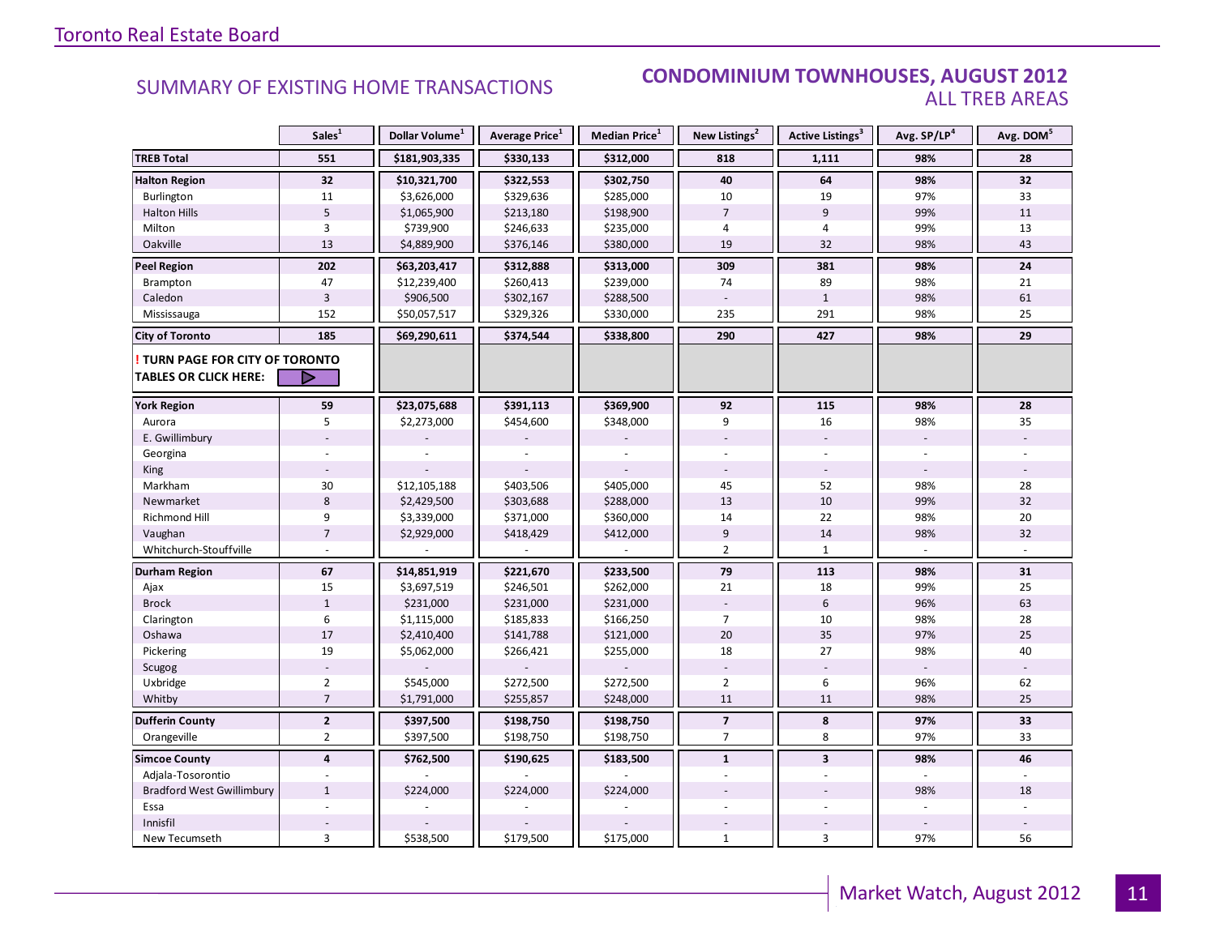## SUMMARY OF EXISTING HOME TRANSACTIONS

### CONDOMINIUM TOWNHOUSES, AUGUST 2012
### ALL TREB AREAS

| | Sales[1] | Dollar Volume[1] | Average Price[1] | Median Price[1] | New Listings[2] | Active Listings[3] | Avg. SP/LP[4] | Avg. DOM[5] |
|---|---|---|---|---|---|---|---|---|
| **TREB Total** | **551** | **$181,903,335** | **$330,133** | **$312,000** | **818** | **1,111** | **98%** | **28** |
| **Halton Region** | **32** | **$10,321,700** | **$322,553** | **$302,750** | **40** | **64** | **98%** | **32** |
| Burlington | 11 | $3,626,000 | $329,636 | $285,000 | 10 | 19 | 97% | 33 |
| Halton Hills | 5 | $1,065,900 | $213,180 | $198,900 | 7 | 9 | 99% | 11 |
| Milton | 3 | $739,900 | $246,633 | $235,000 | 4 | 4 | 99% | 13 |
| Oakville | 13 | $4,889,900 | $376,146 | $380,000 | 19 | 32 | 98% | 43 |
| **Peel Region** | **202** | **$63,203,417** | **$312,888** | **$313,000** | **309** | **381** | **98%** | **24** |
| Brampton | 47 | $12,239,400 | $260,413 | $239,000 | 74 | 89 | 98% | 21 |
| Caledon | 3 | $906,500 | $302,167 | $288,500 | - | 1 | 98% | 61 |
| Mississauga | 152 | $50,057,517 | $329,326 | $330,000 | 235 | 291 | 98% | 25 |
| **City of Toronto** | **185** | **$69,290,611** | **$374,544** | **$338,800** | **290** | **427** | **98%** | **29** |
| **! TURN PAGE FOR CITY OF TORONTO TABLES OR CLICK HERE:** | | | | | | | | |
| **York Region** | **59** | **$23,075,688** | **$391,113** | **$369,900** | **92** | **115** | **98%** | **28** |
| Aurora | 5 | $2,273,000 | $454,600 | $348,000 | 9 | 16 | 98% | 35 |
| E. Gwillimbury | - | - | - | - | - | - | - | - |
| Georgina | - | - | - | - | - | - | - | - |
| King | - | - | - | - | - | - | - | - |
| Markham | 30 | $12,105,188 | $403,506 | $405,000 | 45 | 52 | 98% | 28 |
| Newmarket | 8 | $2,429,500 | $303,688 | $288,000 | 13 | 10 | 99% | 32 |
| Richmond Hill | 9 | $3,339,000 | $371,000 | $360,000 | 14 | 22 | 98% | 20 |
| Vaughan | 7 | $2,929,000 | $418,429 | $412,000 | 9 | 14 | 98% | 32 |
| Whitchurch-Stouffville | - | - | - | - | 2 | 1 | - | - |
| **Durham Region** | **67** | **$14,851,919** | **$221,670** | **$233,500** | **79** | **113** | **98%** | **31** |
| Ajax | 15 | $3,697,519 | $246,501 | $262,000 | 21 | 18 | 99% | 25 |
| Brock | 1 | $231,000 | $231,000 | $231,000 | - | 6 | 96% | 63 |
| Clarington | 6 | $1,115,000 | $185,833 | $166,250 | 7 | 10 | 98% | 28 |
| Oshawa | 17 | $2,410,400 | $141,788 | $121,000 | 20 | 35 | 97% | 25 |
| Pickering | 19 | $5,062,000 | $266,421 | $255,000 | 18 | 27 | 98% | 40 |
| Scugog | - | - | - | - | - | - | - | - |
| Uxbridge | 2 | $545,000 | $272,500 | $272,500 | 2 | 6 | 96% | 62 |
| Whitby | 7 | $1,791,000 | $255,857 | $248,000 | 11 | 11 | 98% | 25 |
| **Dufferin County** | **2** | **$397,500** | **$198,750** | **$198,750** | **7** | **8** | **97%** | **33** |
| Orangeville | 2 | $397,500 | $198,750 | $198,750 | 7 | 8 | 97% | 33 |
| **Simcoe County** | **4** | **$762,500** | **$190,625** | **$183,500** | **1** | **3** | **98%** | **46** |
| Adjala-Tosorontio | - | - | - | - | - | - | - | - |
| Bradford West Gwillimbury | 1 | $224,000 | $224,000 | $224,000 | - | - | 98% | 18 |
| Essa | - | - | - | - | - | - | - | - |
| Innisfil | - | - | - | - | - | - | - | - |
| New Tecumseth | 3 | $538,500 | $179,500 | $175,000 | 1 | 3 | 97% | 56 |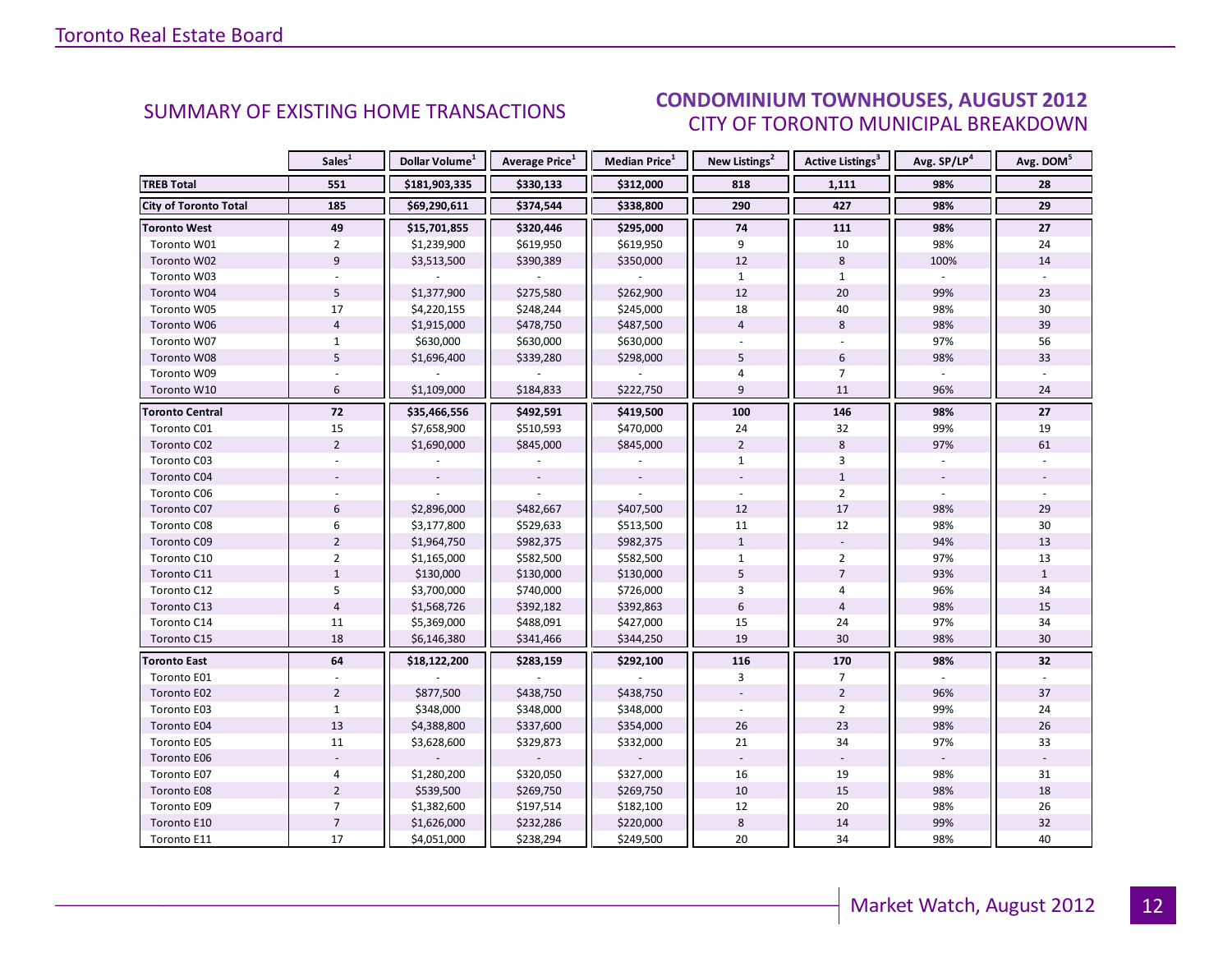## SUMMARY OF EXISTING HOME TRANSACTIONS

## CONDOMINIUM TOWNHOUSES, AUGUST 2012
### CITY OF TORONTO MUNICIPAL BREAKDOWN

| | Sales[1] | Dollar Volume[1] | Average Price[1] | Median Price[1] | New Listings[2] | Active Listings[3] | Avg. SP/LP[4] | Avg. DOM[5] |
|---|---|---|---|---|---|---|---|---|
| **TREB Total** | **551** | **$181,903,335** | **$330,133** | **$312,000** | **818** | **1,111** | **98%** | **28** |
| **City of Toronto Total** | **185** | **$69,290,611** | **$374,544** | **$338,800** | **290** | **427** | **98%** | **29** |
| **Toronto West** | **49** | **$15,701,855** | **$320,446** | **$295,000** | **74** | **111** | **98%** | **27** |
| Toronto W01 | 2 | $1,239,900 | $619,950 | $619,950 | 9 | 10 | 98% | 24 |
| Toronto W02 | 9 | $3,513,500 | $390,389 | $350,000 | 12 | 8 | 100% | 14 |
| Toronto W03 | - | - | - | - | 1 | 1 | - | - |
| Toronto W04 | 5 | $1,377,900 | $275,580 | $262,900 | 12 | 20 | 99% | 23 |
| Toronto W05 | 17 | $4,220,155 | $248,244 | $245,000 | 18 | 40 | 98% | 30 |
| Toronto W06 | 4 | $1,915,000 | $478,750 | $487,500 | 4 | 8 | 98% | 39 |
| Toronto W07 | 1 | $630,000 | $630,000 | $630,000 | - | - | 97% | 56 |
| Toronto W08 | 5 | $1,696,400 | $339,280 | $298,000 | 5 | 6 | 98% | 33 |
| Toronto W09 | - | - | - | - | 4 | 7 | - | - |
| Toronto W10 | 6 | $1,109,000 | $184,833 | $222,750 | 9 | 11 | 96% | 24 |
| **Toronto Central** | **72** | **$35,466,556** | **$492,591** | **$419,500** | **100** | **146** | **98%** | **27** |
| Toronto C01 | 15 | $7,658,900 | $510,593 | $470,000 | 24 | 32 | 99% | 19 |
| Toronto C02 | 2 | $1,690,000 | $845,000 | $845,000 | 2 | 8 | 97% | 61 |
| Toronto C03 | - | - | - | - | 1 | 3 | - | - |
| Toronto C04 | - | - | - | - | - | 1 | - | - |
| Toronto C06 | - | - | - | - | - | 2 | - | - |
| Toronto C07 | 6 | $2,896,000 | $482,667 | $407,500 | 12 | 17 | 98% | 29 |
| Toronto C08 | 6 | $3,177,800 | $529,633 | $513,500 | 11 | 12 | 98% | 30 |
| Toronto C09 | 2 | $1,964,750 | $982,375 | $982,375 | 1 | - | 94% | 13 |
| Toronto C10 | 2 | $1,165,000 | $582,500 | $582,500 | 1 | 2 | 97% | 13 |
| Toronto C11 | 1 | $130,000 | $130,000 | $130,000 | 5 | 7 | 93% | 1 |
| Toronto C12 | 5 | $3,700,000 | $740,000 | $726,000 | 3 | 4 | 96% | 34 |
| Toronto C13 | 4 | $1,568,726 | $392,182 | $392,863 | 6 | 4 | 98% | 15 |
| Toronto C14 | 11 | $5,369,000 | $488,091 | $427,000 | 15 | 24 | 97% | 34 |
| Toronto C15 | 18 | $6,146,380 | $341,466 | $344,250 | 19 | 30 | 98% | 30 |
| **Toronto East** | **64** | **$18,122,200** | **$283,159** | **$292,100** | **116** | **170** | **98%** | **32** |
| Toronto E01 | - | - | - | - | 3 | 7 | - | - |
| Toronto E02 | 2 | $877,500 | $438,750 | $438,750 | - | 2 | 96% | 37 |
| Toronto E03 | 1 | $348,000 | $348,000 | $348,000 | - | 2 | 99% | 24 |
| Toronto E04 | 13 | $4,388,800 | $337,600 | $354,000 | 26 | 23 | 98% | 26 |
| Toronto E05 | 11 | $3,628,600 | $329,873 | $332,000 | 21 | 34 | 97% | 33 |
| Toronto E06 | - | - | - | - | - | - | - | - |
| Toronto E07 | 4 | $1,280,200 | $320,050 | $327,000 | 16 | 19 | 98% | 31 |
| Toronto E08 | 2 | $539,500 | $269,750 | $269,750 | 10 | 15 | 98% | 18 |
| Toronto E09 | 7 | $1,382,600 | $197,514 | $182,100 | 12 | 20 | 98% | 26 |
| Toronto E10 | 7 | $1,626,000 | $232,286 | $220,000 | 8 | 14 | 99% | 32 |
| Toronto E11 | 17 | $4,051,000 | $238,294 | $249,500 | 20 | 34 | 98% | 40 |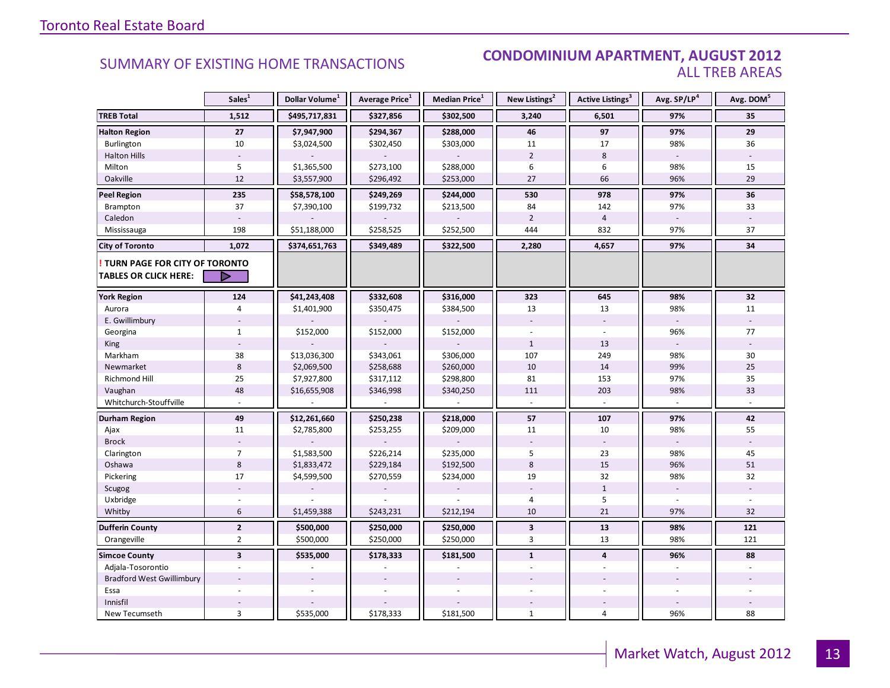## SUMMARY OF EXISTING HOME TRANSACTIONS

## CONDOMINIUM APARTMENT, AUGUST 2012
### ALL TREB AREAS

| | Sales[1] | Dollar Volume[1] | Average Price[1] | Median Price[1] | New Listings[2] | Active Listings[3] | Avg. SP/LP[4] | Avg. DOM[5] |
|---|---|---|---|---|---|---|---|---|
| **TREB Total** | **1,512** | **$495,717,831** | **$327,856** | **$302,500** | **3,240** | **6,501** | **97%** | **35** |
| **Halton Region** | **27** | **$7,947,900** | **$294,367** | **$288,000** | **46** | **97** | **97%** | **29** |
| Burlington | 10 | $3,024,500 | $302,450 | $303,000 | 11 | 17 | 98% | 36 |
| Halton Hills | - | - | - | - | 2 | 8 | - | - |
| Milton | 5 | $1,365,500 | $273,100 | $288,000 | 6 | 6 | 98% | 15 |
| Oakville | 12 | $3,557,900 | $296,492 | $253,000 | 27 | 66 | 96% | 29 |
| **Peel Region** | **235** | **$58,578,100** | **$249,269** | **$244,000** | **530** | **978** | **97%** | **36** |
| Brampton | 37 | $7,390,100 | $199,732 | $213,500 | 84 | 142 | 97% | 33 |
| Caledon | - | - | - | - | 2 | 4 | - | - |
| Mississauga | 198 | $51,188,000 | $258,525 | $252,500 | 444 | 832 | 97% | 37 |
| **City of Toronto** | **1,072** | **$374,651,763** | **$349,489** | **$322,500** | **2,280** | **4,657** | **97%** | **34** |
| **! TURN PAGE FOR CITY OF TORONTO TABLES OR CLICK HERE:** | | | | | | | | |
| **York Region** | **124** | **$41,243,408** | **$332,608** | **$316,000** | **323** | **645** | **98%** | **32** |
| Aurora | 4 | $1,401,900 | $350,475 | $384,500 | 13 | 13 | 98% | 11 |
| E. Gwillimbury | - | - | - | - | - | - | - | - |
| Georgina | 1 | $152,000 | $152,000 | $152,000 | - | - | 96% | 77 |
| King | - | - | - | - | 1 | 13 | - | - |
| Markham | 38 | $13,036,300 | $343,061 | $306,000 | 107 | 249 | 98% | 30 |
| Newmarket | 8 | $2,069,500 | $258,688 | $260,000 | 10 | 14 | 99% | 25 |
| Richmond Hill | 25 | $7,927,800 | $317,112 | $298,800 | 81 | 153 | 97% | 35 |
| Vaughan | 48 | $16,655,908 | $346,998 | $340,250 | 111 | 203 | 98% | 33 |
| Whitchurch-Stouffville | - | - | - | - | - | - | - | - |
| **Durham Region** | **49** | **$12,261,660** | **$250,238** | **$218,000** | **57** | **107** | **97%** | **42** |
| Ajax | 11 | $2,785,800 | $253,255 | $209,000 | 11 | 10 | 98% | 55 |
| Brock | - | - | - | - | - | - | - | - |
| Clarington | 7 | $1,583,500 | $226,214 | $235,000 | 5 | 23 | 98% | 45 |
| Oshawa | 8 | $1,833,472 | $229,184 | $192,500 | 8 | 15 | 96% | 51 |
| Pickering | 17 | $4,599,500 | $270,559 | $234,000 | 19 | 32 | 98% | 32 |
| Scugog | - | - | - | - | - | 1 | - | - |
| Uxbridge | - | - | - | - | 4 | 5 | - | - |
| Whitby | 6 | $1,459,388 | $243,231 | $212,194 | 10 | 21 | 97% | 32 |
| **Dufferin County** | **2** | **$500,000** | **$250,000** | **$250,000** | **3** | **13** | **98%** | **121** |
| Orangeville | 2 | $500,000 | $250,000 | $250,000 | 3 | 13 | 98% | 121 |
| **Simcoe County** | **3** | **$535,000** | **$178,333** | **$181,500** | **1** | **4** | **96%** | **88** |
| Adjala-Tosorontio | - | - | - | - | - | - | - | - |
| Bradford West Gwillimbury | - | - | - | - | - | - | - | - |
| Essa | - | - | - | - | - | - | - | - |
| Innisfil | - | - | - | - | - | - | - | - |
| New Tecumseth | 3 | $535,000 | $178,333 | $181,500 | 1 | 4 | 96% | 88 |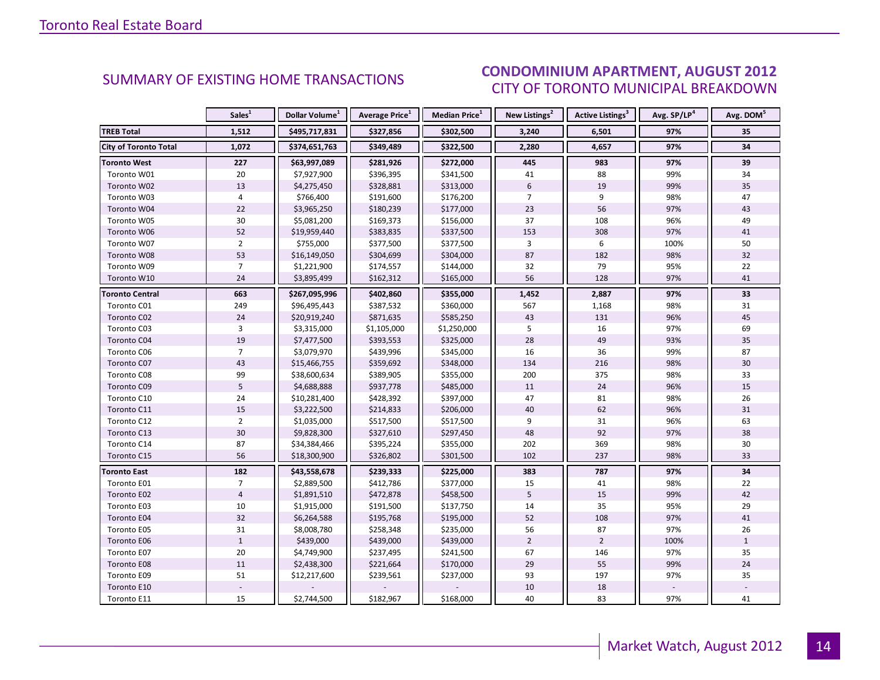## SUMMARY OF EXISTING HOME TRANSACTIONS

## CONDOMINIUM APARTMENT, AUGUST 2012
### CITY OF TORONTO MUNICIPAL BREAKDOWN

| | Sales[1] | Dollar Volume[1] | Average Price[1] | Median Price[1] | New Listings[2] | Active Listings[3] | Avg. SP/LP[4] | Avg. DOM[5] |
|---|---|---|---|---|---|---|---|---|
| **TREB Total** | **1,512** | **$495,717,831** | **$327,856** | **$302,500** | **3,240** | **6,501** | **97%** | **35** |
| **City of Toronto Total** | **1,072** | **$374,651,763** | **$349,489** | **$322,500** | **2,280** | **4,657** | **97%** | **34** |
| **Toronto West** | **227** | **$63,997,089** | **$281,926** | **$272,000** | **445** | **983** | **97%** | **39** |
| Toronto W01 | 20 | $7,927,900 | $396,395 | $341,500 | 41 | 88 | 99% | 34 |
| Toronto W02 | 13 | $4,275,450 | $328,881 | $313,000 | 6 | 19 | 99% | 35 |
| Toronto W03 | 4 | $766,400 | $191,600 | $176,200 | 7 | 9 | 98% | 47 |
| Toronto W04 | 22 | $3,965,250 | $180,239 | $177,000 | 23 | 56 | 97% | 43 |
| Toronto W05 | 30 | $5,081,200 | $169,373 | $156,000 | 37 | 108 | 96% | 49 |
| Toronto W06 | 52 | $19,959,440 | $383,835 | $337,500 | 153 | 308 | 97% | 41 |
| Toronto W07 | 2 | $755,000 | $377,500 | $377,500 | 3 | 6 | 100% | 50 |
| Toronto W08 | 53 | $16,149,050 | $304,699 | $304,000 | 87 | 182 | 98% | 32 |
| Toronto W09 | 7 | $1,221,900 | $174,557 | $144,000 | 32 | 79 | 95% | 22 |
| Toronto W10 | 24 | $3,895,499 | $162,312 | $165,000 | 56 | 128 | 97% | 41 |
| **Toronto Central** | **663** | **$267,095,996** | **$402,860** | **$355,000** | **1,452** | **2,887** | **97%** | **33** |
| Toronto C01 | 249 | $96,495,443 | $387,532 | $360,000 | 567 | 1,168 | 98% | 31 |
| Toronto C02 | 24 | $20,919,240 | $871,635 | $585,250 | 43 | 131 | 96% | 45 |
| Toronto C03 | 3 | $3,315,000 | $1,105,000 | $1,250,000 | 5 | 16 | 97% | 69 |
| Toronto C04 | 19 | $7,477,500 | $393,553 | $325,000 | 28 | 49 | 93% | 35 |
| Toronto C06 | 7 | $3,079,970 | $439,996 | $345,000 | 16 | 36 | 99% | 87 |
| Toronto C07 | 43 | $15,466,755 | $359,692 | $348,000 | 134 | 216 | 98% | 30 |
| Toronto C08 | 99 | $38,600,634 | $389,905 | $355,000 | 200 | 375 | 98% | 33 |
| Toronto C09 | 5 | $4,688,888 | $937,778 | $485,000 | 11 | 24 | 96% | 15 |
| Toronto C10 | 24 | $10,281,400 | $428,392 | $397,000 | 47 | 81 | 98% | 26 |
| Toronto C11 | 15 | $3,222,500 | $214,833 | $206,000 | 40 | 62 | 96% | 31 |
| Toronto C12 | 2 | $1,035,000 | $517,500 | $517,500 | 9 | 31 | 96% | 63 |
| Toronto C13 | 30 | $9,828,300 | $327,610 | $297,450 | 48 | 92 | 97% | 38 |
| Toronto C14 | 87 | $34,384,466 | $395,224 | $355,000 | 202 | 369 | 98% | 30 |
| Toronto C15 | 56 | $18,300,900 | $326,802 | $301,500 | 102 | 237 | 98% | 33 |
| **Toronto East** | **182** | **$43,558,678** | **$239,333** | **$225,000** | **383** | **787** | **97%** | **34** |
| Toronto E01 | 7 | $2,889,500 | $412,786 | $377,000 | 15 | 41 | 98% | 22 |
| Toronto E02 | 4 | $1,891,510 | $472,878 | $458,500 | 5 | 15 | 99% | 42 |
| Toronto E03 | 10 | $1,915,000 | $191,500 | $137,750 | 14 | 35 | 95% | 29 |
| Toronto E04 | 32 | $6,264,588 | $195,768 | $195,000 | 52 | 108 | 97% | 41 |
| Toronto E05 | 31 | $8,008,780 | $258,348 | $235,000 | 56 | 87 | 97% | 26 |
| Toronto E06 | 1 | $439,000 | $439,000 | $439,000 | 2 | 2 | 100% | 1 |
| Toronto E07 | 20 | $4,749,900 | $237,495 | $241,500 | 67 | 146 | 97% | 35 |
| Toronto E08 | 11 | $2,438,300 | $221,664 | $170,000 | 29 | 55 | 99% | 24 |
| Toronto E09 | 51 | $12,217,600 | $239,561 | $237,000 | 93 | 197 | 97% | 35 |
| Toronto E10 | - | - | - | - | 10 | 18 | - | - |
| Toronto E11 | 15 | $2,744,500 | $182,967 | $168,000 | 40 | 83 | 97% | 41 |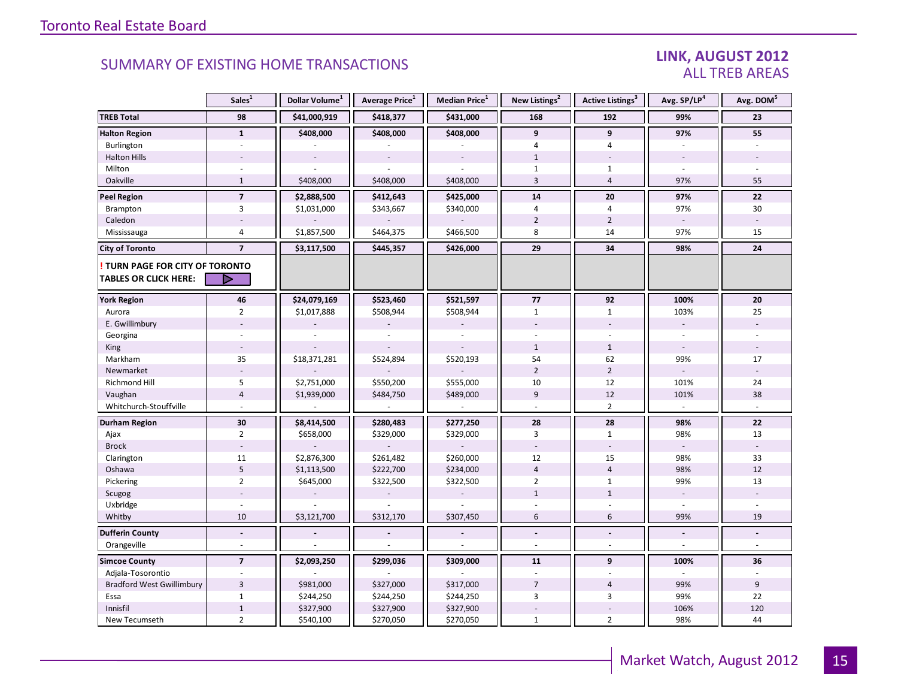## SUMMARY OF EXISTING HOME TRANSACTIONS

### LINK, AUGUST 2012
### ALL TREB AREAS

| | Sales[1] | Dollar Volume[1] | Average Price[1] | Median Price[1] | New Listings[2] | Active Listings[3] | Avg. SP/LP[4] | Avg. DOM[5] |
|---|---|---|---|---|---|---|---|---|
| **TREB Total** | **98** | **$41,000,919** | **$418,377** | **$431,000** | **168** | **192** | **99%** | **23** |
| **Halton Region** | **1** | **$408,000** | **$408,000** | **$408,000** | **9** | **9** | **97%** | **55** |
| Burlington | - | - | - | - | 4 | 4 | - | - |
| Halton Hills | - | - | - | - | 1 | - | - | - |
| Milton | - | - | - | - | 1 | 1 | - | - |
| Oakville | 1 | $408,000 | $408,000 | $408,000 | 3 | 4 | 97% | 55 |
| **Peel Region** | **7** | **$2,888,500** | **$412,643** | **$425,000** | **14** | **20** | **97%** | **22** |
| Brampton | 3 | $1,031,000 | $343,667 | $340,000 | 4 | 4 | 97% | 30 |
| Caledon | - | - | - | - | 2 | 2 | - | - |
| Mississauga | 4 | $1,857,500 | $464,375 | $466,500 | 8 | 14 | 97% | 15 |
| **City of Toronto** | **7** | **$3,117,500** | **$445,357** | **$426,000** | **29** | **34** | **98%** | **24** |
| **! TURN PAGE FOR CITY OF TORONTO TABLES OR CLICK HERE:** | | | | | | | | |
| **York Region** | **46** | **$24,079,169** | **$523,460** | **$521,597** | **77** | **92** | **100%** | **20** |
| Aurora | 2 | $1,017,888 | $508,944 | $508,944 | 1 | 1 | 103% | 25 |
| E. Gwillimbury | - | - | - | - | - | - | - | - |
| Georgina | - | - | - | - | - | - | - | - |
| King | - | - | - | - | 1 | 1 | - | - |
| Markham | 35 | $18,371,281 | $524,894 | $520,193 | 54 | 62 | 99% | 17 |
| Newmarket | - | - | - | - | 2 | 2 | - | - |
| Richmond Hill | 5 | $2,751,000 | $550,200 | $555,000 | 10 | 12 | 101% | 24 |
| Vaughan | 4 | $1,939,000 | $484,750 | $489,000 | 9 | 12 | 101% | 38 |
| Whitchurch-Stouffville | - | - | - | - | - | 2 | - | - |
| **Durham Region** | **30** | **$8,414,500** | **$280,483** | **$277,250** | **28** | **28** | **98%** | **22** |
| Ajax | 2 | $658,000 | $329,000 | $329,000 | 3 | 1 | 98% | 13 |
| Brock | - | - | - | - | - | - | - | - |
| Clarington | 11 | $2,876,300 | $261,482 | $260,000 | 12 | 15 | 98% | 33 |
| Oshawa | 5 | $1,113,500 | $222,700 | $234,000 | 4 | 4 | 98% | 12 |
| Pickering | 2 | $645,000 | $322,500 | $322,500 | 2 | 1 | 99% | 13 |
| Scugog | - | - | - | - | 1 | 1 | - | - |
| Uxbridge | - | - | - | - | - | - | - | - |
| Whitby | 10 | $3,121,700 | $312,170 | $307,450 | 6 | 6 | 99% | 19 |
| **Dufferin County** | **-** | **-** | **-** | **-** | **-** | **-** | **-** | **-** |
| Orangeville | - | - | - | - | - | - | - | - |
| **Simcoe County** | **7** | **$2,093,250** | **$299,036** | **$309,000** | **11** | **9** | **100%** | **36** |
| Adjala-Tosorontio | - | - | - | - | - | - | - | - |
| Bradford West Gwillimbury | 3 | $981,000 | $327,000 | $317,000 | 7 | 4 | 99% | 9 |
| Essa | 1 | $244,250 | $244,250 | $244,250 | 3 | 3 | 99% | 22 |
| Innisfil | 1 | $327,900 | $327,900 | $327,900 | - | - | 106% | 120 |
| New Tecumseth | 2 | $540,100 | $270,050 | $270,050 | 1 | 2 | 98% | 44 |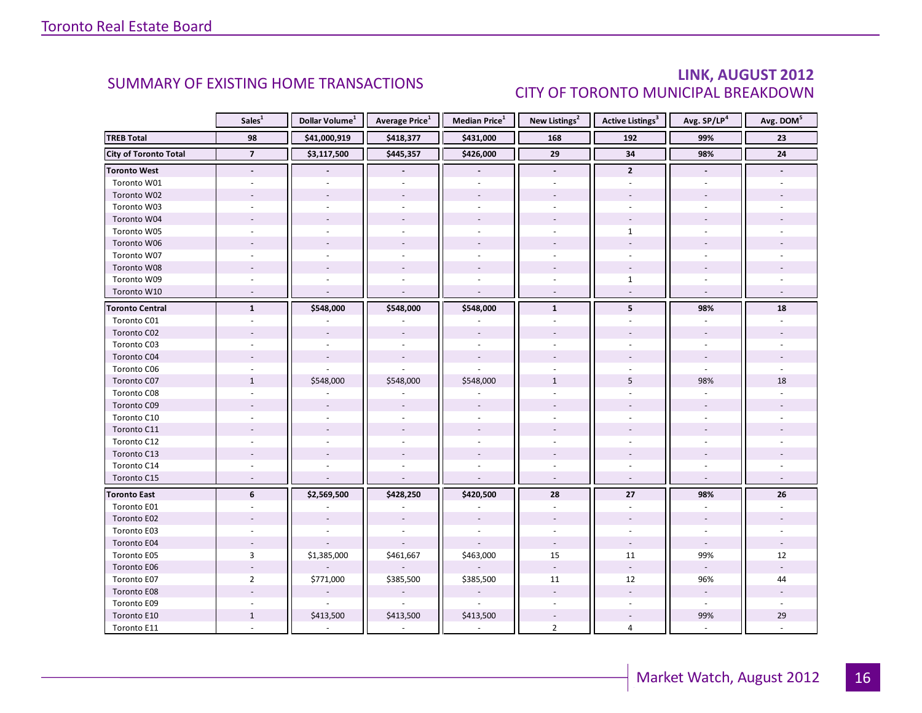## SUMMARY OF EXISTING HOME TRANSACTIONS

## LINK, AUGUST 2012
## CITY OF TORONTO MUNICIPAL BREAKDOWN

| | Sales[1] | Dollar Volume[1] | Average Price[1] | Median Price[1] | New Listings[2] | Active Listings[3] | Avg. SP/LP[4] | Avg. DOM[5] |
|---|---|---|---|---|---|---|---|---|
| **TREB Total** | **98** | **$41,000,919** | **$418,377** | **$431,000** | **168** | **192** | **99%** | **23** |
| **City of Toronto Total** | **7** | **$3,117,500** | **$445,357** | **$426,000** | **29** | **34** | **98%** | **24** |
| **Toronto West** | **-** | **-** | **-** | **-** | **-** | **2** | **-** | **-** |
| Toronto W01 | - | - | - | - | - | - | - | - |
| Toronto W02 | - | - | - | - | - | - | - | - |
| Toronto W03 | - | - | - | - | - | - | - | - |
| Toronto W04 | - | - | - | - | - | - | - | - |
| Toronto W05 | - | - | - | - | - | 1 | - | - |
| Toronto W06 | - | - | - | - | - | - | - | - |
| Toronto W07 | - | - | - | - | - | - | - | - |
| Toronto W08 | - | - | - | - | - | - | - | - |
| Toronto W09 | - | - | - | - | - | 1 | - | - |
| Toronto W10 | - | - | - | - | - | - | - | - |
| **Toronto Central** | **1** | **$548,000** | **$548,000** | **$548,000** | **1** | **5** | **98%** | **18** |
| Toronto C01 | - | - | - | - | - | - | - | - |
| Toronto C02 | - | - | - | - | - | - | - | - |
| Toronto C03 | - | - | - | - | - | - | - | - |
| Toronto C04 | - | - | - | - | - | - | - | - |
| Toronto C06 | - | - | - | - | - | - | - | - |
| Toronto C07 | 1 | $548,000 | $548,000 | $548,000 | 1 | 5 | 98% | 18 |
| Toronto C08 | - | - | - | - | - | - | - | - |
| Toronto C09 | - | - | - | - | - | - | - | - |
| Toronto C10 | - | - | - | - | - | - | - | - |
| Toronto C11 | - | - | - | - | - | - | - | - |
| Toronto C12 | - | - | - | - | - | - | - | - |
| Toronto C13 | - | - | - | - | - | - | - | - |
| Toronto C14 | - | - | - | - | - | - | - | - |
| Toronto C15 | - | - | - | - | - | - | - | - |
| **Toronto East** | **6** | **$2,569,500** | **$428,250** | **$420,500** | **28** | **27** | **98%** | **26** |
| Toronto E01 | - | - | - | - | - | - | - | - |
| Toronto E02 | - | - | - | - | - | - | - | - |
| Toronto E03 | - | - | - | - | - | - | - | - |
| Toronto E04 | - | - | - | - | - | - | - | - |
| Toronto E05 | 3 | $1,385,000 | $461,667 | $463,000 | 15 | 11 | 99% | 12 |
| Toronto E06 | - | - | - | - | - | - | - | - |
| Toronto E07 | 2 | $771,000 | $385,500 | $385,500 | 11 | 12 | 96% | 44 |
| Toronto E08 | - | - | - | - | - | - | - | - |
| Toronto E09 | - | - | - | - | - | - | - | - |
| Toronto E10 | 1 | $413,500 | $413,500 | $413,500 | - | - | 99% | 29 |
| Toronto E11 | - | - | - | - | 2 | 4 | - | - |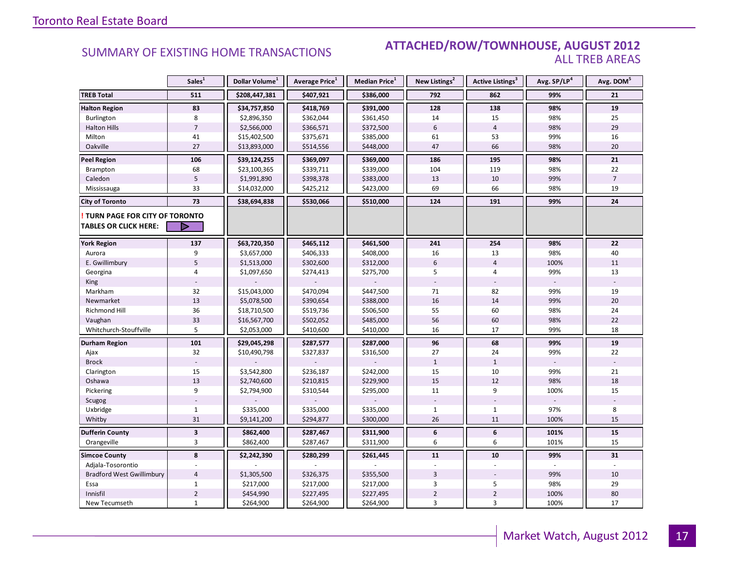Toronto Real Estate Board

## SUMMARY OF EXISTING HOME TRANSACTIONS

## ATTACHED/ROW/TOWNHOUSE, AUGUST 2012
### ALL TREB AREAS

| | Sales[1] | Dollar Volume[1] | Average Price[1] | Median Price[1] | New Listings[2] | Active Listings[3] | Avg. SP/LP[4] | Avg. DOM[5] |
|---|---|---|---|---|---|---|---|---|
| **TREB Total** | **511** | **$208,447,381** | **$407,921** | **$386,000** | **792** | **862** | **99%** | **21** |
| **Halton Region** | **83** | **$34,757,850** | **$418,769** | **$391,000** | **128** | **138** | **98%** | **19** |
| Burlington | 8 | $2,896,350 | $362,044 | $361,450 | 14 | 15 | 98% | 25 |
| Halton Hills | 7 | $2,566,000 | $366,571 | $372,500 | 6 | 4 | 98% | 29 |
| Milton | 41 | $15,402,500 | $375,671 | $385,000 | 61 | 53 | 99% | 16 |
| Oakville | 27 | $13,893,000 | $514,556 | $448,000 | 47 | 66 | 98% | 20 |
| **Peel Region** | **106** | **$39,124,255** | **$369,097** | **$369,000** | **186** | **195** | **98%** | **21** |
| Brampton | 68 | $23,100,365 | $339,711 | $339,000 | 104 | 119 | 98% | 22 |
| Caledon | 5 | $1,991,890 | $398,378 | $383,000 | 13 | 10 | 99% | 7 |
| Mississauga | 33 | $14,032,000 | $425,212 | $423,000 | 69 | 66 | 98% | 19 |
| **City of Toronto** | **73** | **$38,694,838** | **$530,066** | **$510,000** | **124** | **191** | **99%** | **24** |
| **! TURN PAGE FOR CITY OF TORONTO TABLES OR CLICK HERE:** | | | | | | | | |
| **York Region** | **137** | **$63,720,350** | **$465,112** | **$461,500** | **241** | **254** | **98%** | **22** |
| Aurora | 9 | $3,657,000 | $406,333 | $408,000 | 16 | 13 | 98% | 40 |
| E. Gwillimbury | 5 | $1,513,000 | $302,600 | $312,000 | 6 | 4 | 100% | 11 |
| Georgina | 4 | $1,097,650 | $274,413 | $275,700 | 5 | 4 | 99% | 13 |
| King | - | - | - | - | - | - | - | - |
| Markham | 32 | $15,043,000 | $470,094 | $447,500 | 71 | 82 | 99% | 19 |
| Newmarket | 13 | $5,078,500 | $390,654 | $388,000 | 16 | 14 | 99% | 20 |
| Richmond Hill | 36 | $18,710,500 | $519,736 | $506,500 | 55 | 60 | 98% | 24 |
| Vaughan | 33 | $16,567,700 | $502,052 | $485,000 | 56 | 60 | 98% | 22 |
| Whitchurch-Stouffville | 5 | $2,053,000 | $410,600 | $410,000 | 16 | 17 | 99% | 18 |
| **Durham Region** | **101** | **$29,045,298** | **$287,577** | **$287,000** | **96** | **68** | **99%** | **19** |
| Ajax | 32 | $10,490,798 | $327,837 | $316,500 | 27 | 24 | 99% | 22 |
| Brock | - | - | - | - | 1 | 1 | - | - |
| Clarington | 15 | $3,542,800 | $236,187 | $242,000 | 15 | 10 | 99% | 21 |
| Oshawa | 13 | $2,740,600 | $210,815 | $229,900 | 15 | 12 | 98% | 18 |
| Pickering | 9 | $2,794,900 | $310,544 | $295,000 | 11 | 9 | 100% | 15 |
| Scugog | - | - | - | - | - | - | - | - |
| Uxbridge | 1 | $335,000 | $335,000 | $335,000 | 1 | 1 | 97% | 8 |
| Whitby | 31 | $9,141,200 | $294,877 | $300,000 | 26 | 11 | 100% | 15 |
| **Dufferin County** | **3** | **$862,400** | **$287,467** | **$311,900** | **6** | **6** | **101%** | **15** |
| Orangeville | 3 | $862,400 | $287,467 | $311,900 | 6 | 6 | 101% | 15 |
| **Simcoe County** | **8** | **$2,242,390** | **$280,299** | **$261,445** | **11** | **10** | **99%** | **31** |
| Adjala-Tosorontio | - | - | - | - | - | - | - | - |
| Bradford West Gwillimbury | 4 | $1,305,500 | $326,375 | $355,500 | 3 | - | 99% | 10 |
| Essa | 1 | $217,000 | $217,000 | $217,000 | 3 | 5 | 98% | 29 |
| Innisfil | 2 | $454,990 | $227,495 | $227,495 | 2 | 2 | 100% | 80 |
| New Tecumseth | 1 | $264,900 | $264,900 | $264,900 | 3 | 3 | 100% | 17 |

Market Watch, August 2012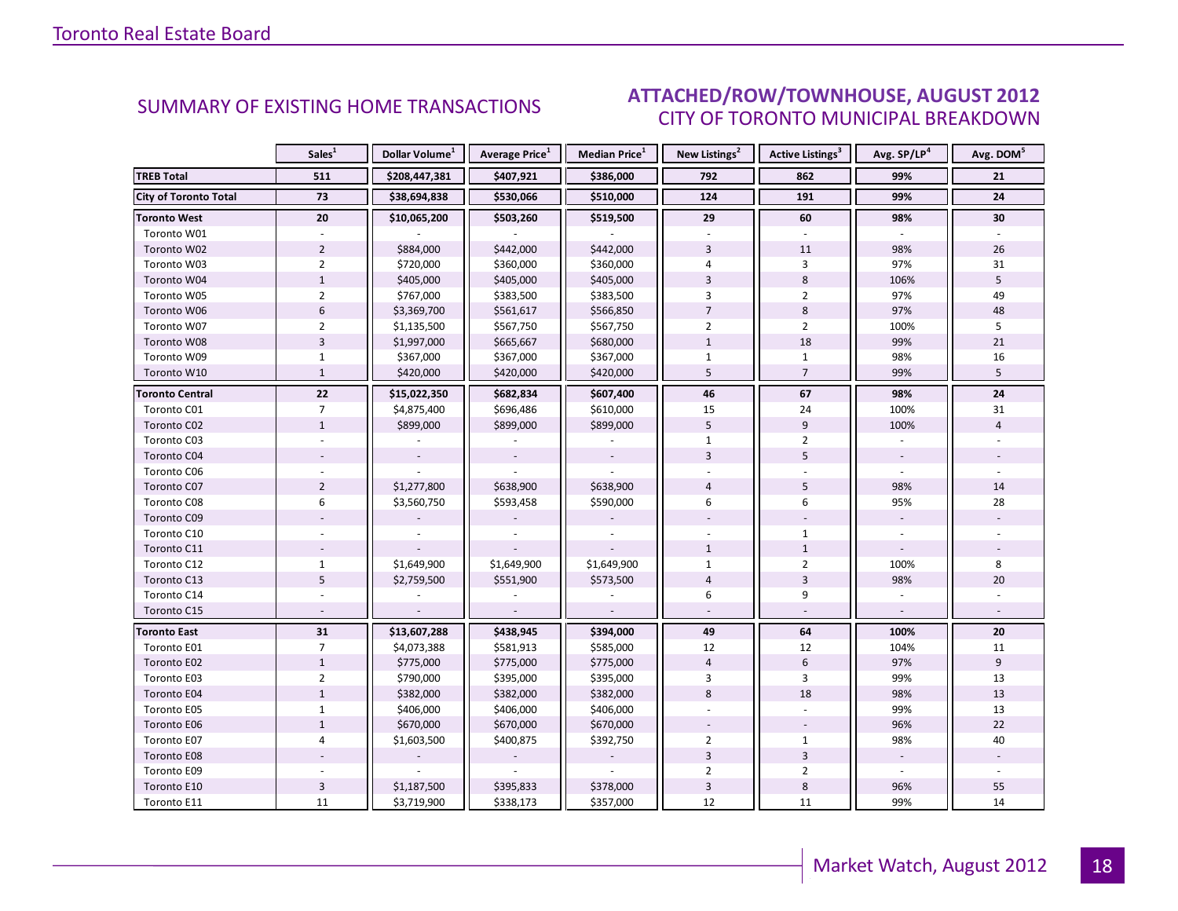## SUMMARY OF EXISTING HOME TRANSACTIONS

## ATTACHED/ROW/TOWNHOUSE, AUGUST 2012
### CITY OF TORONTO MUNICIPAL BREAKDOWN

| | Sales[1] | Dollar Volume[1] | Average Price[1] | Median Price[1] | New Listings[2] | Active Listings[3] | Avg. SP/LP[4] | Avg. DOM[5] |
|---|---|---|---|---|---|---|---|---|
| **TREB Total** | **511** | **$208,447,381** | **$407,921** | **$386,000** | **792** | **862** | **99%** | **21** |
| **City of Toronto Total** | **73** | **$38,694,838** | **$530,066** | **$510,000** | **124** | **191** | **99%** | **24** |
| **Toronto West** | **20** | **$10,065,200** | **$503,260** | **$519,500** | **29** | **60** | **98%** | **30** |
| Toronto W01 | - | - | - | - | - | - | - | - |
| Toronto W02 | 2 | $884,000 | $442,000 | $442,000 | 3 | 11 | 98% | 26 |
| Toronto W03 | 2 | $720,000 | $360,000 | $360,000 | 4 | 3 | 97% | 31 |
| Toronto W04 | 1 | $405,000 | $405,000 | $405,000 | 3 | 8 | 106% | 5 |
| Toronto W05 | 2 | $767,000 | $383,500 | $383,500 | 3 | 2 | 97% | 49 |
| Toronto W06 | 6 | $3,369,700 | $561,617 | $566,850 | 7 | 8 | 97% | 48 |
| Toronto W07 | 2 | $1,135,500 | $567,750 | $567,750 | 2 | 2 | 100% | 5 |
| Toronto W08 | 3 | $1,997,000 | $665,667 | $680,000 | 1 | 18 | 99% | 21 |
| Toronto W09 | 1 | $367,000 | $367,000 | $367,000 | 1 | 1 | 98% | 16 |
| Toronto W10 | 1 | $420,000 | $420,000 | $420,000 | 5 | 7 | 99% | 5 |
| **Toronto Central** | **22** | **$15,022,350** | **$682,834** | **$607,400** | **46** | **67** | **98%** | **24** |
| Toronto C01 | 7 | $4,875,400 | $696,486 | $610,000 | 15 | 24 | 100% | 31 |
| Toronto C02 | 1 | $899,000 | $899,000 | $899,000 | 5 | 9 | 100% | 4 |
| Toronto C03 | - | - | - | - | 1 | 2 | - | - |
| Toronto C04 | - | - | - | - | 3 | 5 | - | - |
| Toronto C06 | - | - | - | - | - | - | - | - |
| Toronto C07 | 2 | $1,277,800 | $638,900 | $638,900 | 4 | 5 | 98% | 14 |
| Toronto C08 | 6 | $3,560,750 | $593,458 | $590,000 | 6 | 6 | 95% | 28 |
| Toronto C09 | - | - | - | - | - | - | - | - |
| Toronto C10 | - | - | - | - | - | 1 | - | - |
| Toronto C11 | - | - | - | - | 1 | 1 | - | - |
| Toronto C12 | 1 | $1,649,900 | $1,649,900 | $1,649,900 | 1 | 2 | 100% | 8 |
| Toronto C13 | 5 | $2,759,500 | $551,900 | $573,500 | 4 | 3 | 98% | 20 |
| Toronto C14 | - | - | - | - | 6 | 9 | - | - |
| Toronto C15 | - | - | - | - | - | - | - | - |
| **Toronto East** | **31** | **$13,607,288** | **$438,945** | **$394,000** | **49** | **64** | **100%** | **20** |
| Toronto E01 | 7 | $4,073,388 | $581,913 | $585,000 | 12 | 12 | 104% | 11 |
| Toronto E02 | 1 | $775,000 | $775,000 | $775,000 | 4 | 6 | 97% | 9 |
| Toronto E03 | 2 | $790,000 | $395,000 | $395,000 | 3 | 3 | 99% | 13 |
| Toronto E04 | 1 | $382,000 | $382,000 | $382,000 | 8 | 18 | 98% | 13 |
| Toronto E05 | 1 | $406,000 | $406,000 | $406,000 | - | - | 99% | 13 |
| Toronto E06 | 1 | $670,000 | $670,000 | $670,000 | - | - | 96% | 22 |
| Toronto E07 | 4 | $1,603,500 | $400,875 | $392,750 | 2 | 1 | 98% | 40 |
| Toronto E08 | - | - | - | - | 3 | 3 | - | - |
| Toronto E09 | - | - | - | - | 2 | 2 | - | - |
| Toronto E10 | 3 | $1,187,500 | $395,833 | $378,000 | 3 | 8 | 96% | 55 |
| Toronto E11 | 11 | $3,719,900 | $338,173 | $357,000 | 12 | 11 | 99% | 14 |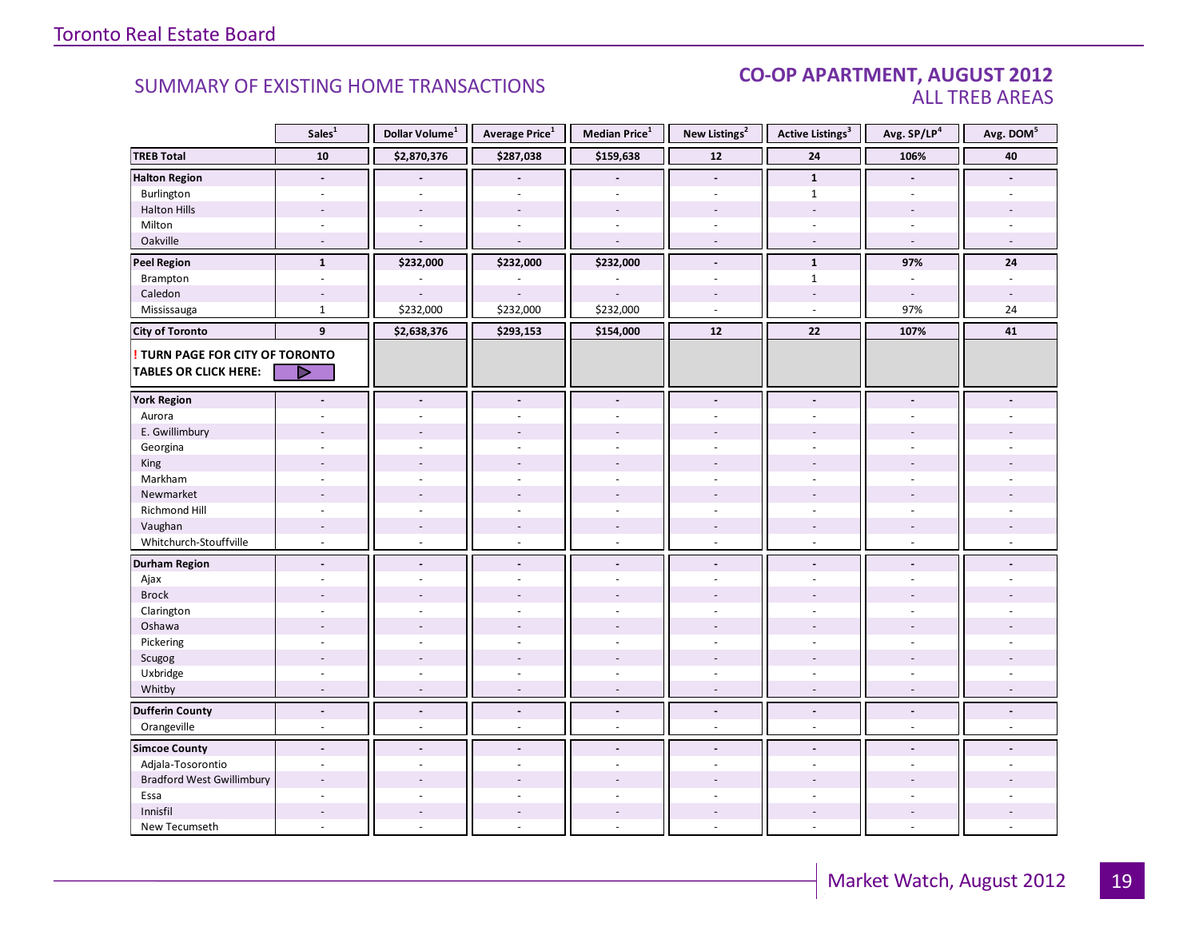## SUMMARY OF EXISTING HOME TRANSACTIONS

## CO-OP APARTMENT, AUGUST 2012
### ALL TREB AREAS

| | Sales[1] | Dollar Volume[1] | Average Price[1] | Median Price[1] | New Listings[2] | Active Listings[3] | Avg. SP/LP[4] | Avg. DOM[5] |
|---|---|---|---|---|---|---|---|---|
| **TREB Total** | **10** | **$2,870,376** | **$287,038** | **$159,638** | **12** | **24** | **106%** | **40** |
| **Halton Region** | **-** | **-** | **-** | **-** | **-** | **1** | **-** | **-** |
| Burlington | - | - | - | - | - | 1 | - | - |
| Halton Hills | - | - | - | - | - | - | - | - |
| Milton | - | - | - | - | - | - | - | - |
| Oakville | - | - | - | - | - | - | - | - |
| **Peel Region** | **1** | **$232,000** | **$232,000** | **$232,000** | **-** | **1** | **97%** | **24** |
| Brampton | - | - | - | - | - | 1 | - | - |
| Caledon | - | - | - | - | - | - | - | - |
| Mississauga | 1 | $232,000 | $232,000 | $232,000 | - | - | 97% | 24 |
| **City of Toronto** | **9** | **$2,638,376** | **$293,153** | **$154,000** | **12** | **22** | **107%** | **41** |
| **! TURN PAGE FOR CITY OF TORONTO TABLES OR CLICK HERE:** | | | | | | | | |
| **York Region** | **-** | **-** | **-** | **-** | **-** | **-** | **-** | **-** |
| Aurora | - | - | - | - | - | - | - | - |
| E. Gwillimbury | - | - | - | - | - | - | - | - |
| Georgina | - | - | - | - | - | - | - | - |
| King | - | - | - | - | - | - | - | - |
| Markham | - | - | - | - | - | - | - | - |
| Newmarket | - | - | - | - | - | - | - | - |
| Richmond Hill | - | - | - | - | - | - | - | - |
| Vaughan | - | - | - | - | - | - | - | - |
| Whitchurch-Stouffville | - | - | - | - | - | - | - | - |
| **Durham Region** | **-** | **-** | **-** | **-** | **-** | **-** | **-** | **-** |
| Ajax | - | - | - | - | - | - | - | - |
| Brock | - | - | - | - | - | - | - | - |
| Clarington | - | - | - | - | - | - | - | - |
| Oshawa | - | - | - | - | - | - | - | - |
| Pickering | - | - | - | - | - | - | - | - |
| Scugog | - | - | - | - | - | - | - | - |
| Uxbridge | - | - | - | - | - | - | - | - |
| Whitby | - | - | - | - | - | - | - | - |
| **Dufferin County** | **-** | **-** | **-** | **-** | **-** | **-** | **-** | **-** |
| Orangeville | - | - | - | - | - | - | - | - |
| **Simcoe County** | **-** | **-** | **-** | **-** | **-** | **-** | **-** | **-** |
| Adjala-Tosorontio | - | - | - | - | - | - | - | - |
| Bradford West Gwillimbury | - | - | - | - | - | - | - | - |
| Essa | - | - | - | - | - | - | - | - |
| Innisfil | - | - | - | - | - | - | - | - |
| New Tecumseth | - | - | - | - | - | - | - | - |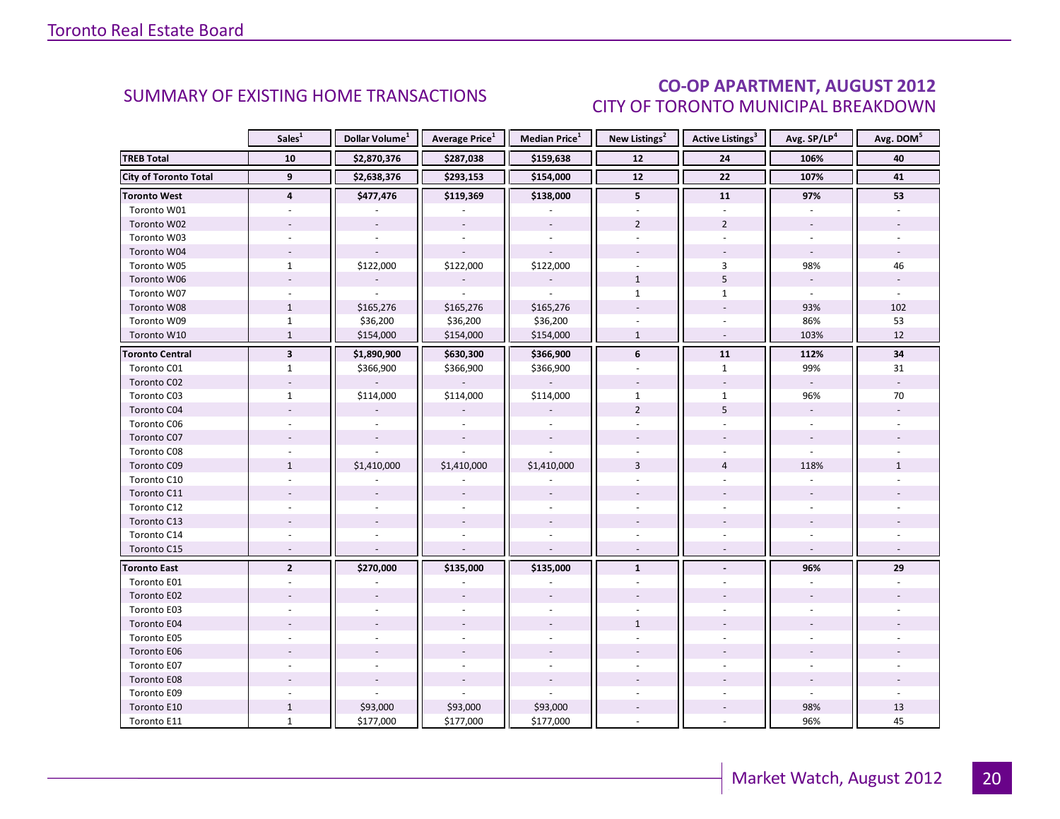## SUMMARY OF EXISTING HOME TRANSACTIONS

## CO-OP APARTMENT, AUGUST 2012
### CITY OF TORONTO MUNICIPAL BREAKDOWN

| | Sales[1] | Dollar Volume[1] | Average Price[1] | Median Price[1] | New Listings[2] | Active Listings[3] | Avg. SP/LP[4] | Avg. DOM[5] |
|---|---|---|---|---|---|---|---|---|
| **TREB Total** | **10** | **$2,870,376** | **$287,038** | **$159,638** | **12** | **24** | **106%** | **40** |
| **City of Toronto Total** | **9** | **$2,638,376** | **$293,153** | **$154,000** | **12** | **22** | **107%** | **41** |
| **Toronto West** | **4** | **$477,476** | **$119,369** | **$138,000** | **5** | **11** | **97%** | **53** |
| Toronto W01 | - | - | - | - | - | - | - | - |
| Toronto W02 | - | - | - | - | 2 | 2 | - | - |
| Toronto W03 | - | - | - | - | - | - | - | - |
| Toronto W04 | - | - | - | - | - | - | - | - |
| Toronto W05 | 1 | $122,000 | $122,000 | $122,000 | - | 3 | 98% | 46 |
| Toronto W06 | - | - | - | - | 1 | 5 | - | - |
| Toronto W07 | - | - | - | - | 1 | 1 | - | - |
| Toronto W08 | 1 | $165,276 | $165,276 | $165,276 | - | - | 93% | 102 |
| Toronto W09 | 1 | $36,200 | $36,200 | $36,200 | - | - | 86% | 53 |
| Toronto W10 | 1 | $154,000 | $154,000 | $154,000 | 1 | - | 103% | 12 |
| **Toronto Central** | **3** | **$1,890,900** | **$630,300** | **$366,900** | **6** | **11** | **112%** | **34** |
| Toronto C01 | 1 | $366,900 | $366,900 | $366,900 | - | 1 | 99% | 31 |
| Toronto C02 | - | - | - | - | - | - | - | - |
| Toronto C03 | 1 | $114,000 | $114,000 | $114,000 | 1 | 1 | 96% | 70 |
| Toronto C04 | - | - | - | - | 2 | 5 | - | - |
| Toronto C06 | - | - | - | - | - | - | - | - |
| Toronto C07 | - | - | - | - | - | - | - | - |
| Toronto C08 | - | - | - | - | - | - | - | - |
| Toronto C09 | 1 | $1,410,000 | $1,410,000 | $1,410,000 | 3 | 4 | 118% | 1 |
| Toronto C10 | - | - | - | - | - | - | - | - |
| Toronto C11 | - | - | - | - | - | - | - | - |
| Toronto C12 | - | - | - | - | - | - | - | - |
| Toronto C13 | - | - | - | - | - | - | - | - |
| Toronto C14 | - | - | - | - | - | - | - | - |
| Toronto C15 | - | - | - | - | - | - | - | - |
| **Toronto East** | **2** | **$270,000** | **$135,000** | **$135,000** | **1** | **-** | **96%** | **29** |
| Toronto E01 | - | - | - | - | - | - | - | - |
| Toronto E02 | - | - | - | - | - | - | - | - |
| Toronto E03 | - | - | - | - | - | - | - | - |
| Toronto E04 | - | - | - | - | 1 | - | - | - |
| Toronto E05 | - | - | - | - | - | - | - | - |
| Toronto E06 | - | - | - | - | - | - | - | - |
| Toronto E07 | - | - | - | - | - | - | - | - |
| Toronto E08 | - | - | - | - | - | - | - | - |
| Toronto E09 | - | - | - | - | - | - | - | - |
| Toronto E10 | 1 | $93,000 | $93,000 | $93,000 | - | - | 98% | 13 |
| Toronto E11 | 1 | $177,000 | $177,000 | $177,000 | - | - | 96% | 45 |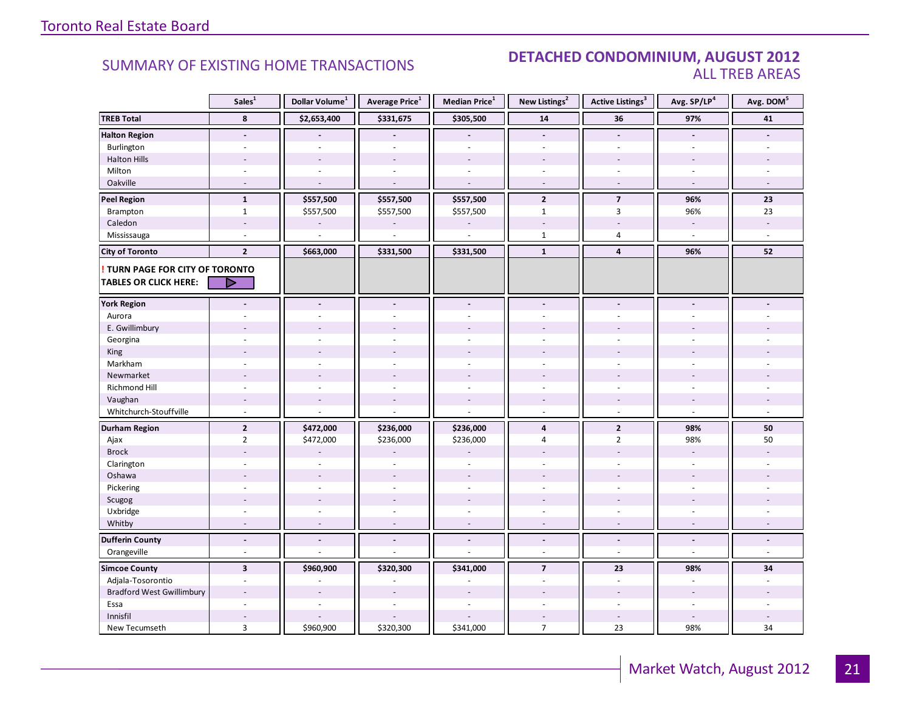# Toronto Real Estate Board

## SUMMARY OF EXISTING HOME TRANSACTIONS

## DETACHED CONDOMINIUM, AUGUST 2012
### ALL TREB AREAS

| | Sales[1] | Dollar Volume[1] | Average Price[1] | Median Price[1] | New Listings[2] | Active Listings[3] | Avg. SP/LP[4] | Avg. DOM[5] |
|---|---|---|---|---|---|---|---|---|
| **TREB Total** | **8** | **$2,653,400** | **$331,675** | **$305,500** | **14** | **36** | **97%** | **41** |
| **Halton Region** | **-** | **-** | **-** | **-** | **-** | **-** | **-** | **-** |
| Burlington | - | - | - | - | - | - | - | - |
| Halton Hills | - | - | - | - | - | - | - | - |
| Milton | - | - | - | - | - | - | - | - |
| Oakville | - | - | - | - | - | - | - | - |
| **Peel Region** | **1** | **$557,500** | **$557,500** | **$557,500** | **2** | **7** | **96%** | **23** |
| Brampton | 1 | $557,500 | $557,500 | $557,500 | 1 | 3 | 96% | 23 |
| Caledon | - | - | - | - | - | - | - | - |
| Mississauga | - | - | - | - | 1 | 4 | - | - |
| **City of Toronto** | **2** | **$663,000** | **$331,500** | **$331,500** | **1** | **4** | **96%** | **52** |
| **! TURN PAGE FOR CITY OF TORONTO TABLES OR CLICK HERE:** | | | | | | | | |
| **York Region** | **-** | **-** | **-** | **-** | **-** | **-** | **-** | **-** |
| Aurora | - | - | - | - | - | - | - | - |
| E. Gwillimbury | - | - | - | - | - | - | - | - |
| Georgina | - | - | - | - | - | - | - | - |
| King | - | - | - | - | - | - | - | - |
| Markham | - | - | - | - | - | - | - | - |
| Newmarket | - | - | - | - | - | - | - | - |
| Richmond Hill | - | - | - | - | - | - | - | - |
| Vaughan | - | - | - | - | - | - | - | - |
| Whitchurch-Stouffville | - | - | - | - | - | - | - | - |
| **Durham Region** | **2** | **$472,000** | **$236,000** | **$236,000** | **4** | **2** | **98%** | **50** |
| Ajax | 2 | $472,000 | $236,000 | $236,000 | 4 | 2 | 98% | 50 |
| Brock | - | - | - | - | - | - | - | - |
| Clarington | - | - | - | - | - | - | - | - |
| Oshawa | - | - | - | - | - | - | - | - |
| Pickering | - | - | - | - | - | - | - | - |
| Scugog | - | - | - | - | - | - | - | - |
| Uxbridge | - | - | - | - | - | - | - | - |
| Whitby | - | - | - | - | - | - | - | - |
| **Dufferin County** | **-** | **-** | **-** | **-** | **-** | **-** | **-** | **-** |
| Orangeville | - | - | - | - | - | - | - | - |
| **Simcoe County** | **3** | **$960,900** | **$320,300** | **$341,000** | **7** | **23** | **98%** | **34** |
| Adjala-Tosorontio | - | - | - | - | - | - | - | - |
| Bradford West Gwillimbury | - | - | - | - | - | - | - | - |
| Essa | - | - | - | - | - | - | - | - |
| Innisfil | - | - | - | - | - | - | - | - |
| New Tecumseth | 3 | $960,900 | $320,300 | $341,000 | 7 | 23 | 98% | 34 |

Market Watch, August 2012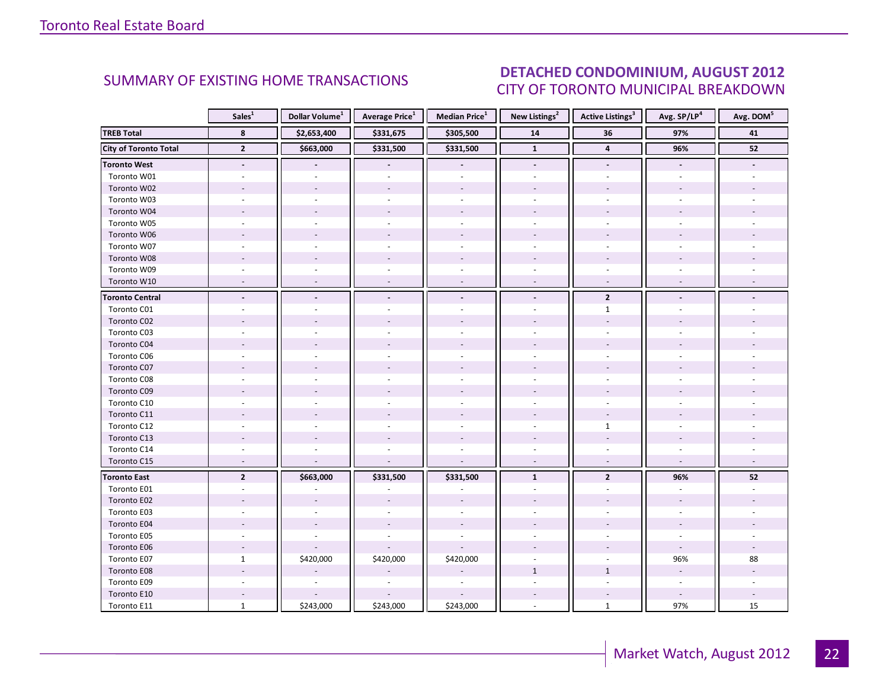## SUMMARY OF EXISTING HOME TRANSACTIONS

## DETACHED CONDOMINIUM, AUGUST 2012
### CITY OF TORONTO MUNICIPAL BREAKDOWN

| | Sales[1] | Dollar Volume[1] | Average Price[1] | Median Price[1] | New Listings[2] | Active Listings[3] | Avg. SP/LP[4] | Avg. DOM[5] |
|---|---|---|---|---|---|---|---|---|
| **TREB Total** | **8** | **$2,653,400** | **$331,675** | **$305,500** | **14** | **36** | **97%** | **41** |
| **City of Toronto Total** | **2** | **$663,000** | **$331,500** | **$331,500** | **1** | **4** | **96%** | **52** |
| **Toronto West** | **-** | **-** | **-** | **-** | **-** | **-** | **-** | **-** |
| Toronto W01 | - | - | - | - | - | - | - | - |
| Toronto W02 | - | - | - | - | - | - | - | - |
| Toronto W03 | - | - | - | - | - | - | - | - |
| Toronto W04 | - | - | - | - | - | - | - | - |
| Toronto W05 | - | - | - | - | - | - | - | - |
| Toronto W06 | - | - | - | - | - | - | - | - |
| Toronto W07 | - | - | - | - | - | - | - | - |
| Toronto W08 | - | - | - | - | - | - | - | - |
| Toronto W09 | - | - | - | - | - | - | - | - |
| Toronto W10 | - | - | - | - | - | - | - | - |
| **Toronto Central** | **-** | **-** | **-** | **-** | **-** | **2** | **-** | **-** |
| Toronto C01 | - | - | - | - | - | 1 | - | - |
| Toronto C02 | - | - | - | - | - | - | - | - |
| Toronto C03 | - | - | - | - | - | - | - | - |
| Toronto C04 | - | - | - | - | - | - | - | - |
| Toronto C06 | - | - | - | - | - | - | - | - |
| Toronto C07 | - | - | - | - | - | - | - | - |
| Toronto C08 | - | - | - | - | - | - | - | - |
| Toronto C09 | - | - | - | - | - | - | - | - |
| Toronto C10 | - | - | - | - | - | - | - | - |
| Toronto C11 | - | - | - | - | - | - | - | - |
| Toronto C12 | - | - | - | - | - | 1 | - | - |
| Toronto C13 | - | - | - | - | - | - | - | - |
| Toronto C14 | - | - | - | - | - | - | - | - |
| Toronto C15 | - | - | - | - | - | - | - | - |
| **Toronto East** | **2** | **$663,000** | **$331,500** | **$331,500** | **1** | **2** | **96%** | **52** |
| Toronto E01 | - | - | - | - | - | - | - | - |
| Toronto E02 | - | - | - | - | - | - | - | - |
| Toronto E03 | - | - | - | - | - | - | - | - |
| Toronto E04 | - | - | - | - | - | - | - | - |
| Toronto E05 | - | - | - | - | - | - | - | - |
| Toronto E06 | - | - | - | - | - | - | - | - |
| Toronto E07 | 1 | $420,000 | $420,000 | $420,000 | - | - | 96% | 88 |
| Toronto E08 | - | - | - | - | 1 | 1 | - | - |
| Toronto E09 | - | - | - | - | - | - | - | - |
| Toronto E10 | - | - | - | - | - | - | - | - |
| Toronto E11 | 1 | $243,000 | $243,000 | $243,000 | - | 1 | 97% | 15 |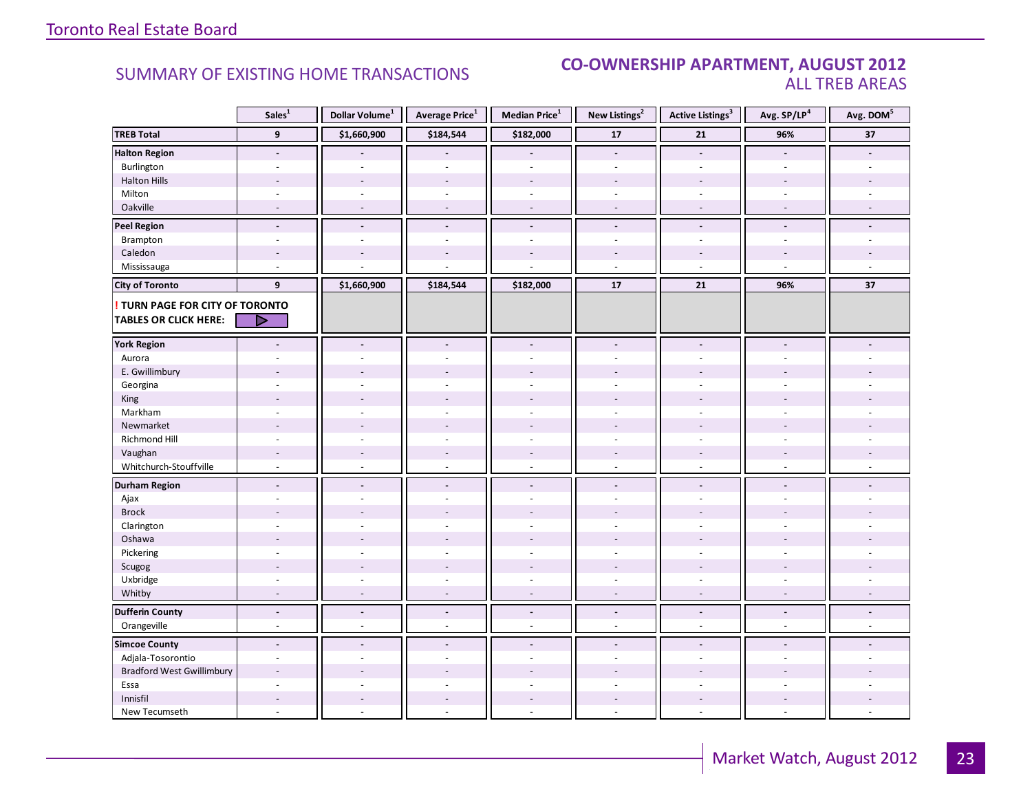# Toronto Real Estate Board

## SUMMARY OF EXISTING HOME TRANSACTIONS

## CO-OWNERSHIP APARTMENT, AUGUST 2012
## ALL TREB AREAS

| | Sales[1] | Dollar Volume[1] | Average Price[1] | Median Price[1] | New Listings[2] | Active Listings[3] | Avg. SP/LP[4] | Avg. DOM[5] |
|---|---|---|---|---|---|---|---|---|
| **TREB Total** | **9** | **$1,660,900** | **$184,544** | **$182,000** | **17** | **21** | **96%** | **37** |
| **Halton Region** | **-** | **-** | **-** | **-** | **-** | **-** | **-** | **-** |
| Burlington | - | - | - | - | - | - | - | - |
| Halton Hills | - | - | - | - | - | - | - | - |
| Milton | - | - | - | - | - | - | - | - |
| Oakville | - | - | - | - | - | - | - | - |
| **Peel Region** | **-** | **-** | **-** | **-** | **-** | **-** | **-** | **-** |
| Brampton | - | - | - | - | - | - | - | - |
| Caledon | - | - | - | - | - | - | - | - |
| Mississauga | - | - | - | - | - | - | - | - |
| **City of Toronto** | **9** | **$1,660,900** | **$184,544** | **$182,000** | **17** | **21** | **96%** | **37** |
| **! TURN PAGE FOR CITY OF TORONTO TABLES OR CLICK HERE:** | | | | | | | | |
| **York Region** | **-** | **-** | **-** | **-** | **-** | **-** | **-** | **-** |
| Aurora | - | - | - | - | - | - | - | - |
| E. Gwillimbury | - | - | - | - | - | - | - | - |
| Georgina | - | - | - | - | - | - | - | - |
| King | - | - | - | - | - | - | - | - |
| Markham | - | - | - | - | - | - | - | - |
| Newmarket | - | - | - | - | - | - | - | - |
| Richmond Hill | - | - | - | - | - | - | - | - |
| Vaughan | - | - | - | - | - | - | - | - |
| Whitchurch-Stouffville | - | - | - | - | - | - | - | - |
| **Durham Region** | **-** | **-** | **-** | **-** | **-** | **-** | **-** | **-** |
| Ajax | - | - | - | - | - | - | - | - |
| Brock | - | - | - | - | - | - | - | - |
| Clarington | - | - | - | - | - | - | - | - |
| Oshawa | - | - | - | - | - | - | - | - |
| Pickering | - | - | - | - | - | - | - | - |
| Scugog | - | - | - | - | - | - | - | - |
| Uxbridge | - | - | - | - | - | - | - | - |
| Whitby | - | - | - | - | - | - | - | - |
| **Dufferin County** | **-** | **-** | **-** | **-** | **-** | **-** | **-** | **-** |
| Orangeville | - | - | - | - | - | - | - | - |
| **Simcoe County** | **-** | **-** | **-** | **-** | **-** | **-** | **-** | **-** |
| Adjala-Tosorontio | - | - | - | - | - | - | - | - |
| Bradford West Gwillimbury | - | - | - | - | - | - | - | - |
| Essa | - | - | - | - | - | - | - | - |
| Innisfil | - | - | - | - | - | - | - | - |
| New Tecumseth | - | - | - | - | - | - | - | - |

Market Watch, August 2012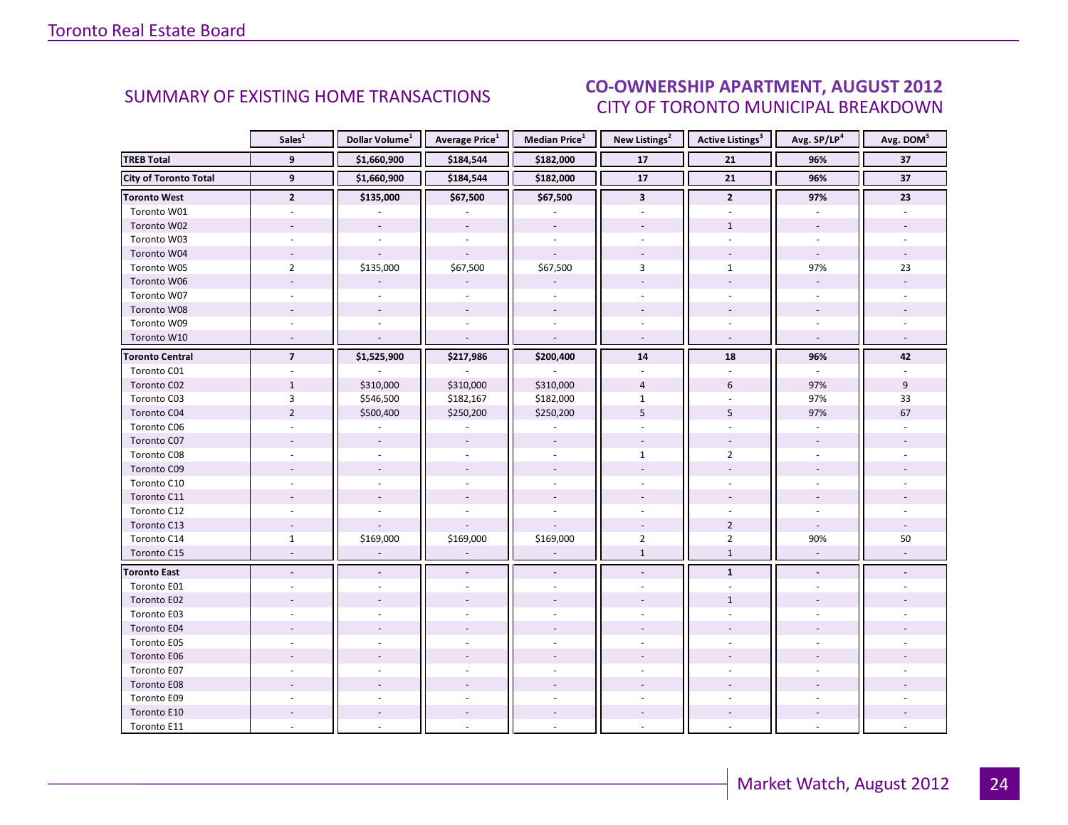## SUMMARY OF EXISTING HOME TRANSACTIONS

## CO-OWNERSHIP APARTMENT, AUGUST 2012
### CITY OF TORONTO MUNICIPAL BREAKDOWN

| | Sales[1] | Dollar Volume[1] | Average Price[1] | Median Price[1] | New Listings[2] | Active Listings[3] | Avg. SP/LP[4] | Avg. DOM[5] |
|---|---|---|---|---|---|---|---|---|
| **TREB Total** | **9** | **$1,660,900** | **$184,544** | **$182,000** | **17** | **21** | **96%** | **37** |
| **City of Toronto Total** | **9** | **$1,660,900** | **$184,544** | **$182,000** | **17** | **21** | **96%** | **37** |
| **Toronto West** | **2** | **$135,000** | **$67,500** | **$67,500** | **3** | **2** | **97%** | **23** |
| Toronto W01 | - | - | - | - | - | - | - | - |
| Toronto W02 | - | - | - | - | - | 1 | - | - |
| Toronto W03 | - | - | - | - | - | - | - | - |
| Toronto W04 | - | - | - | - | - | - | - | - |
| Toronto W05 | 2 | $135,000 | $67,500 | $67,500 | 3 | 1 | 97% | 23 |
| Toronto W06 | - | - | - | - | - | - | - | - |
| Toronto W07 | - | - | - | - | - | - | - | - |
| Toronto W08 | - | - | - | - | - | - | - | - |
| Toronto W09 | - | - | - | - | - | - | - | - |
| Toronto W10 | - | - | - | - | - | - | - | - |
| **Toronto Central** | **7** | **$1,525,900** | **$217,986** | **$200,400** | **14** | **18** | **96%** | **42** |
| Toronto C01 | - | - | - | - | - | - | - | - |
| Toronto C02 | 1 | $310,000 | $310,000 | $310,000 | 4 | 6 | 97% | 9 |
| Toronto C03 | 3 | $546,500 | $182,167 | $182,000 | 1 | - | 97% | 33 |
| Toronto C04 | 2 | $500,400 | $250,200 | $250,200 | 5 | 5 | 97% | 67 |
| Toronto C06 | - | - | - | - | - | - | - | - |
| Toronto C07 | - | - | - | - | - | - | - | - |
| Toronto C08 | - | - | - | - | 1 | 2 | - | - |
| Toronto C09 | - | - | - | - | - | - | - | - |
| Toronto C10 | - | - | - | - | - | - | - | - |
| Toronto C11 | - | - | - | - | - | - | - | - |
| Toronto C12 | - | - | - | - | - | - | - | - |
| Toronto C13 | - | - | - | - | - | 2 | - | - |
| Toronto C14 | 1 | $169,000 | $169,000 | $169,000 | 2 | 2 | 90% | 50 |
| Toronto C15 | - | - | - | - | 1 | 1 | - | - |
| **Toronto East** | **-** | **-** | **-** | **-** | **-** | **1** | **-** | **-** |
| Toronto E01 | - | - | - | - | - | - | - | - |
| Toronto E02 | - | - | - | - | - | 1 | - | - |
| Toronto E03 | - | - | - | - | - | - | - | - |
| Toronto E04 | - | - | - | - | - | - | - | - |
| Toronto E05 | - | - | - | - | - | - | - | - |
| Toronto E06 | - | - | - | - | - | - | - | - |
| Toronto E07 | - | - | - | - | - | - | - | - |
| Toronto E08 | - | - | - | - | - | - | - | - |
| Toronto E09 | - | - | - | - | - | - | - | - |
| Toronto E10 | - | - | - | - | - | - | - | - |
| Toronto E11 | - | - | - | - | - | - | - | - |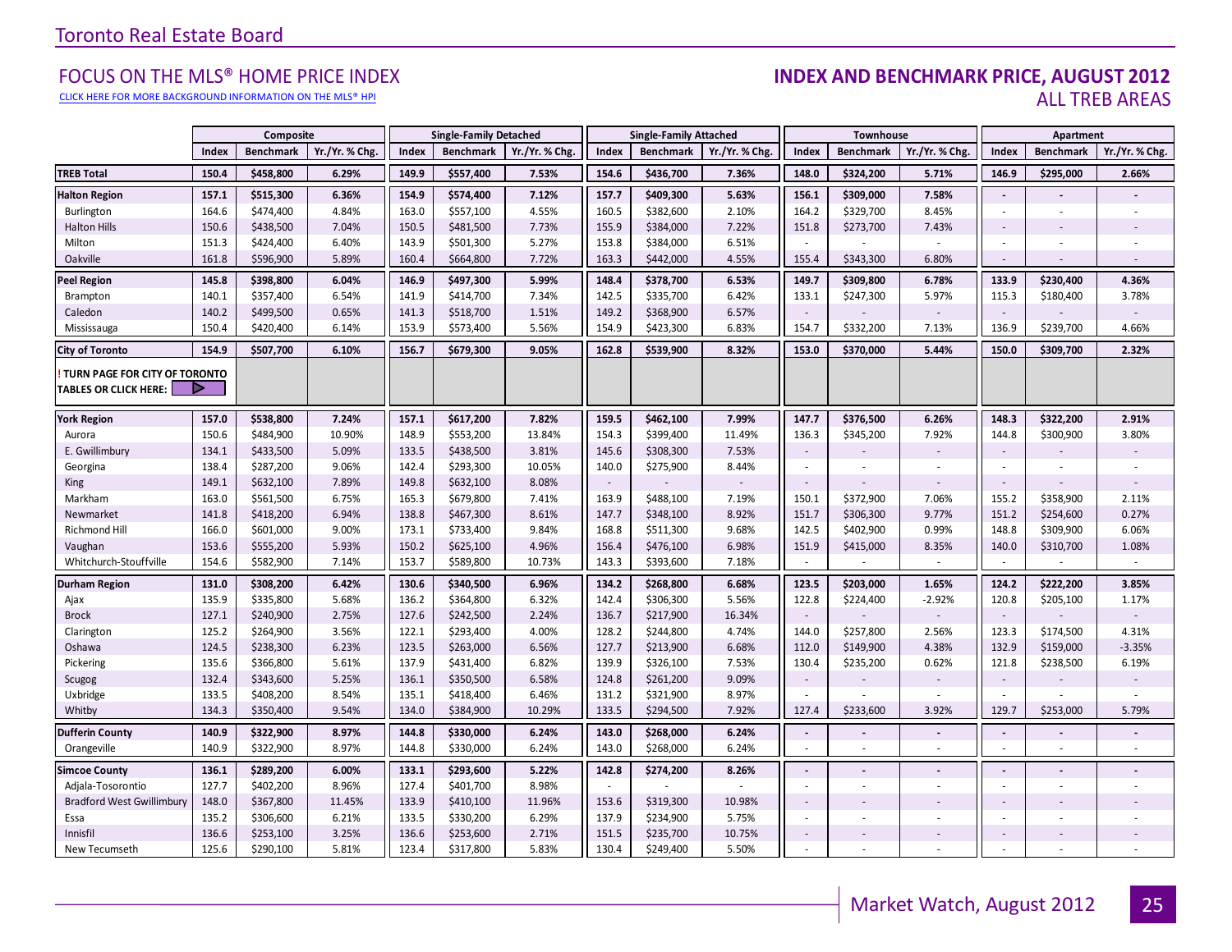Toronto Real Estate Board

## FOCUS ON THE MLS® HOME PRICE INDEX

CLICK HERE FOR MORE BACKGROUND INFORMATION ON THE MLS® HPI

## INDEX AND BENCHMARK PRICE, AUGUST 2012
ALL TREB AREAS

| | Composite | | | Single-Family Detached | | | Single-Family Attached | | | Townhouse | | | Apartment | | |
|---|---|---|---|---|---|---|---|---|---|---|---|---|---|---|---|
| | Index | Benchmark | Yr./Yr. % Chg. | Index | Benchmark | Yr./Yr. % Chg. | Index | Benchmark | Yr./Yr. % Chg. | Index | Benchmark | Yr./Yr. % Chg. | Index | Benchmark | Yr./Yr. % Chg. |
| **TREB Total** | **150.4** | **$458,800** | **6.29%** | **149.9** | **$557,400** | **7.53%** | **154.6** | **$436,700** | **7.36%** | **148.0** | **$324,200** | **5.71%** | **146.9** | **$295,000** | **2.66%** |
| **Halton Region** | **157.1** | **$515,300** | **6.36%** | **154.9** | **$574,400** | **7.12%** | **157.7** | **$409,300** | **5.63%** | **156.1** | **$309,000** | **7.58%** | **-** | **-** | **-** |
| Burlington | 164.6 | $474,400 | 4.84% | 163.0 | $557,100 | 4.55% | 160.5 | $382,600 | 2.10% | 164.2 | $329,700 | 8.45% | - | - | - |
| Halton Hills | 150.6 | $438,500 | 7.04% | 150.5 | $481,500 | 7.73% | 155.9 | $384,000 | 7.22% | 151.8 | $273,700 | 7.43% | - | - | - |
| Milton | 151.3 | $424,400 | 6.40% | 143.9 | $501,300 | 5.27% | 153.8 | $384,000 | 6.51% | - | - | - | - | - | - |
| Oakville | 161.8 | $596,900 | 5.89% | 160.4 | $664,800 | 7.72% | 163.3 | $442,000 | 4.55% | 155.4 | $343,300 | 6.80% | - | - | - |
| **Peel Region** | **145.8** | **$398,800** | **6.04%** | **146.9** | **$497,300** | **5.99%** | **148.4** | **$378,700** | **6.53%** | **149.7** | **$309,800** | **6.78%** | **133.9** | **$230,400** | **4.36%** |
| Brampton | 140.1 | $357,400 | 6.54% | 141.9 | $414,700 | 7.34% | 142.5 | $335,700 | 6.42% | 133.1 | $247,300 | 5.97% | 115.3 | $180,400 | 3.78% |
| Caledon | 140.2 | $499,500 | 0.65% | 141.3 | $518,700 | 1.51% | 149.2 | $368,900 | 6.57% | - | - | - | - | - | - |
| Mississauga | 150.4 | $420,400 | 6.14% | 153.9 | $573,400 | 5.56% | 154.9 | $423,300 | 6.83% | 154.7 | $332,200 | 7.13% | 136.9 | $239,700 | 4.66% |
| **City of Toronto** | **154.9** | **$507,700** | **6.10%** | **156.7** | **$679,300** | **9.05%** | **162.8** | **$539,900** | **8.32%** | **153.0** | **$370,000** | **5.44%** | **150.0** | **$309,700** | **2.32%** |
| **! TURN PAGE FOR CITY OF TORONTO TABLES OR CLICK HERE:** | | | | | | | | | | | | | | | |
| **York Region** | **157.0** | **$538,800** | **7.24%** | **157.1** | **$617,200** | **7.82%** | **159.5** | **$462,100** | **7.99%** | **147.7** | **$376,500** | **6.26%** | **148.3** | **$322,200** | **2.91%** |
| Aurora | 150.6 | $484,900 | 10.90% | 148.9 | $553,200 | 13.84% | 154.3 | $399,400 | 11.49% | 136.3 | $345,200 | 7.92% | 144.8 | $300,900 | 3.80% |
| E. Gwillimbury | 134.1 | $433,500 | 5.09% | 133.5 | $438,500 | 3.81% | 145.6 | $308,300 | 7.53% | - | - | - | - | - | - |
| Georgina | 138.4 | $287,200 | 9.06% | 142.4 | $293,300 | 10.05% | 140.0 | $275,900 | 8.44% | - | - | - | - | - | - |
| King | 149.1 | $632,100 | 7.89% | 149.8 | $632,100 | 8.08% | - | - | - | - | - | - | - | - | - |
| Markham | 163.0 | $561,500 | 6.75% | 165.3 | $679,800 | 7.41% | 163.9 | $488,100 | 7.19% | 150.1 | $372,900 | 7.06% | 155.2 | $358,900 | 2.11% |
| Newmarket | 141.8 | $418,200 | 6.94% | 138.8 | $467,300 | 8.61% | 147.7 | $348,100 | 8.92% | 151.7 | $306,300 | 9.77% | 151.2 | $254,600 | 0.27% |
| Richmond Hill | 166.0 | $601,000 | 9.00% | 173.1 | $733,400 | 9.84% | 168.8 | $511,300 | 9.68% | 142.5 | $402,900 | 0.99% | 148.8 | $309,900 | 6.06% |
| Vaughan | 153.6 | $555,200 | 5.93% | 150.2 | $625,100 | 4.96% | 156.4 | $476,100 | 6.98% | 151.9 | $415,000 | 8.35% | 140.0 | $310,700 | 1.08% |
| Whitchurch-Stouffville | 154.6 | $582,900 | 7.14% | 153.7 | $589,800 | 10.73% | 143.3 | $393,600 | 7.18% | - | - | - | - | - | - |
| **Durham Region** | **131.0** | **$308,200** | **6.42%** | **130.6** | **$340,500** | **6.96%** | **134.2** | **$268,800** | **6.68%** | **123.5** | **$203,000** | **1.65%** | **124.2** | **$222,200** | **3.85%** |
| Ajax | 135.9 | $335,800 | 5.68% | 136.2 | $364,800 | 6.32% | 142.4 | $306,300 | 5.56% | 122.8 | $224,400 | -2.92% | 120.8 | $205,100 | 1.17% |
| Brock | 127.1 | $240,900 | 2.75% | 127.6 | $242,500 | 2.24% | 136.7 | $217,900 | 16.34% | - | - | - | - | - | - |
| Clarington | 125.2 | $264,900 | 3.56% | 122.1 | $293,400 | 4.00% | 128.2 | $244,800 | 4.74% | 144.0 | $257,800 | 2.56% | 123.3 | $174,500 | 4.31% |
| Oshawa | 124.5 | $238,300 | 6.23% | 123.5 | $263,000 | 6.56% | 127.7 | $213,900 | 6.68% | 112.0 | $149,900 | 4.38% | 132.9 | $159,000 | -3.35% |
| Pickering | 135.6 | $366,800 | 5.61% | 137.9 | $431,400 | 6.82% | 139.9 | $326,100 | 7.53% | 130.4 | $235,200 | 0.62% | 121.8 | $238,500 | 6.19% |
| Scugog | 132.4 | $343,600 | 5.25% | 136.1 | $350,500 | 6.58% | 124.8 | $261,200 | 9.09% | - | - | - | - | - | - |
| Uxbridge | 133.5 | $408,200 | 8.54% | 135.1 | $418,400 | 6.46% | 131.2 | $321,900 | 8.97% | - | - | - | - | - | - |
| Whitby | 134.3 | $350,400 | 9.54% | 134.0 | $384,900 | 10.29% | 133.5 | $294,500 | 7.92% | 127.4 | $233,600 | 3.92% | 129.7 | $253,000 | 5.79% |
| **Dufferin County** | **140.9** | **$322,900** | **8.97%** | **144.8** | **$330,000** | **6.24%** | **143.0** | **$268,000** | **6.24%** | **-** | **-** | **-** | **-** | **-** | **-** |
| Orangeville | 140.9 | $322,900 | 8.97% | 144.8 | $330,000 | 6.24% | 143.0 | $268,000 | 6.24% | - | - | - | - | - | - |
| **Simcoe County** | **136.1** | **$289,200** | **6.00%** | **133.1** | **$293,600** | **5.22%** | **142.8** | **$274,200** | **8.26%** | **-** | **-** | **-** | **-** | **-** | **-** |
| Adjala-Tosorontio | 127.7 | $402,200 | 8.96% | 127.4 | $401,700 | 8.98% | - | - | - | - | - | - | - | - | - |
| Bradford West Gwillimbury | 148.0 | $367,800 | 11.45% | 133.9 | $410,100 | 11.96% | 153.6 | $319,300 | 10.98% | - | - | - | - | - | - |
| Essa | 135.2 | $306,600 | 6.21% | 133.5 | $330,200 | 6.29% | 137.9 | $234,900 | 5.75% | - | - | - | - | - | - |
| Innisfil | 136.6 | $253,100 | 3.25% | 136.6 | $253,600 | 2.71% | 151.5 | $235,700 | 10.75% | - | - | - | - | - | - |
| New Tecumseth | 125.6 | $290,100 | 5.81% | 123.4 | $317,800 | 5.83% | 130.4 | $249,400 | 5.50% | - | - | - | - | - | - |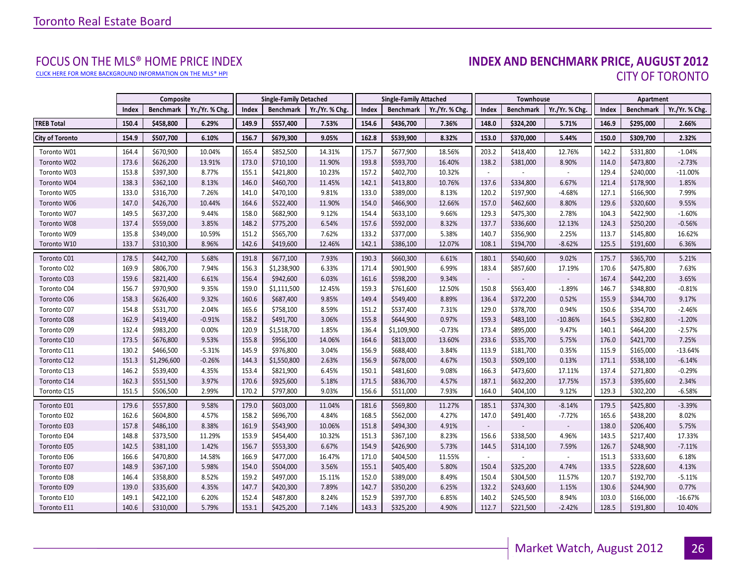Toronto Real Estate Board

## FOCUS ON THE MLS® HOME PRICE INDEX

CLICK HERE FOR MORE BACKGROUND INFORMATION ON THE MLS® HPI

## INDEX AND BENCHMARK PRICE, AUGUST 2012
## CITY OF TORONTO

| | Composite | | | Single-Family Detached | | | Single-Family Attached | | | Townhouse | | | Apartment | | |
|---|---|---|---|---|---|---|---|---|---|---|---|---|---|---|---|
| | Index | Benchmark | Yr./Yr. % Chg. | Index | Benchmark | Yr./Yr. % Chg. | Index | Benchmark | Yr./Yr. % Chg. | Index | Benchmark | Yr./Yr. % Chg. | Index | Benchmark | Yr./Yr. % Chg. |
| **TREB Total** | **150.4** | **$458,800** | **6.29%** | **149.9** | **$557,400** | **7.53%** | **154.6** | **$436,700** | **7.36%** | **148.0** | **$324,200** | **5.71%** | **146.9** | **$295,000** | **2.66%** |
| **City of Toronto** | **154.9** | **$507,700** | **6.10%** | **156.7** | **$679,300** | **9.05%** | **162.8** | **$539,900** | **8.32%** | **153.0** | **$370,000** | **5.44%** | **150.0** | **$309,700** | **2.32%** |
| Toronto W01 | 164.4 | $670,900 | 10.04% | 165.4 | $852,500 | 14.31% | 175.7 | $677,900 | 18.56% | 203.2 | $418,400 | 12.76% | 142.2 | $331,800 | -1.04% |
| Toronto W02 | 173.6 | $626,200 | 13.91% | 173.0 | $710,100 | 11.90% | 193.8 | $593,700 | 16.40% | 138.2 | $381,000 | 8.90% | 114.0 | $473,800 | -2.73% |
| Toronto W03 | 153.8 | $397,300 | 8.77% | 155.1 | $421,800 | 10.23% | 157.2 | $402,700 | 10.32% | - | - | - | 129.4 | $240,000 | -11.00% |
| Toronto W04 | 138.3 | $362,100 | 8.13% | 146.0 | $460,700 | 11.45% | 142.1 | $413,800 | 10.76% | 137.6 | $334,800 | 6.67% | 121.4 | $178,900 | 1.85% |
| Toronto W05 | 133.0 | $316,700 | 7.26% | 141.0 | $470,100 | 9.81% | 133.0 | $389,000 | 8.13% | 120.2 | $197,900 | -4.68% | 127.1 | $166,900 | 7.99% |
| Toronto W06 | 147.0 | $426,700 | 10.44% | 164.6 | $522,400 | 11.90% | 154.0 | $466,900 | 12.66% | 157.0 | $462,600 | 8.80% | 129.6 | $320,600 | 9.55% |
| Toronto W07 | 149.5 | $637,200 | 9.44% | 158.0 | $682,900 | 9.12% | 154.4 | $633,100 | 9.66% | 129.3 | $475,300 | 2.78% | 104.3 | $422,900 | -1.60% |
| Toronto W08 | 137.4 | $559,000 | 3.85% | 148.2 | $775,200 | 6.54% | 157.6 | $592,000 | 8.32% | 137.7 | $336,600 | 12.13% | 124.3 | $250,200 | -0.56% |
| Toronto W09 | 135.8 | $349,000 | 10.59% | 151.2 | $565,700 | 7.62% | 133.2 | $377,000 | 5.38% | 140.7 | $356,900 | 2.25% | 113.7 | $145,800 | 16.62% |
| Toronto W10 | 133.7 | $310,300 | 8.96% | 142.6 | $419,600 | 12.46% | 142.1 | $386,100 | 12.07% | 108.1 | $194,700 | -8.62% | 125.5 | $191,600 | 6.36% |
| Toronto C01 | 178.5 | $442,700 | 5.68% | 191.8 | $677,100 | 7.93% | 190.3 | $660,300 | 6.61% | 180.1 | $540,600 | 9.02% | 175.7 | $365,700 | 5.21% |
| Toronto C02 | 169.9 | $806,700 | 7.94% | 156.3 | $1,238,900 | 6.33% | 171.4 | $901,900 | 6.99% | 183.4 | $857,600 | 17.19% | 170.6 | $475,800 | 7.63% |
| Toronto C03 | 159.6 | $821,400 | 6.61% | 156.4 | $942,600 | 6.03% | 161.6 | $598,200 | 9.34% | - | - | - | 167.4 | $442,200 | 3.65% |
| Toronto C04 | 156.7 | $970,900 | 9.35% | 159.0 | $1,111,500 | 12.45% | 159.3 | $761,600 | 12.50% | 150.8 | $563,400 | -1.89% | 146.7 | $348,800 | -0.81% |
| Toronto C06 | 158.3 | $626,400 | 9.32% | 160.6 | $687,400 | 9.85% | 149.4 | $549,400 | 8.89% | 136.4 | $372,200 | 0.52% | 155.9 | $344,700 | 9.17% |
| Toronto C07 | 154.8 | $531,700 | 2.04% | 165.6 | $758,100 | 8.59% | 151.2 | $537,400 | 7.31% | 129.0 | $378,700 | 0.94% | 150.6 | $354,700 | -2.46% |
| Toronto C08 | 162.9 | $419,400 | -0.91% | 158.2 | $491,700 | 3.06% | 155.8 | $644,900 | 0.97% | 159.3 | $483,100 | -10.86% | 164.5 | $362,800 | -1.20% |
| Toronto C09 | 132.4 | $983,200 | 0.00% | 120.9 | $1,518,700 | 1.85% | 136.4 | $1,109,900 | -0.73% | 173.4 | $895,000 | 9.47% | 140.1 | $464,200 | -2.57% |
| Toronto C10 | 173.5 | $676,800 | 9.53% | 155.8 | $956,100 | 14.06% | 164.6 | $813,000 | 13.60% | 233.6 | $535,700 | 5.75% | 176.0 | $421,700 | 7.25% |
| Toronto C11 | 130.2 | $466,500 | -5.31% | 145.9 | $976,800 | 3.04% | 156.9 | $688,400 | 3.84% | 113.9 | $181,700 | 0.35% | 115.9 | $165,000 | -13.64% |
| Toronto C12 | 151.3 | $1,296,600 | -0.26% | 144.3 | $1,550,800 | 2.63% | 156.9 | $678,000 | 4.67% | 150.3 | $509,100 | 0.13% | 171.1 | $538,100 | -6.14% |
| Toronto C13 | 146.2 | $539,400 | 4.35% | 153.4 | $821,900 | 6.45% | 150.1 | $481,600 | 9.08% | 166.3 | $473,600 | 17.11% | 137.4 | $271,800 | -0.29% |
| Toronto C14 | 162.3 | $551,500 | 3.97% | 170.6 | $925,600 | 5.18% | 171.5 | $836,700 | 4.57% | 187.1 | $632,200 | 17.75% | 157.3 | $395,600 | 2.34% |
| Toronto C15 | 151.5 | $506,500 | 2.99% | 170.2 | $797,800 | 9.03% | 156.6 | $511,000 | 7.93% | 164.0 | $404,100 | 9.12% | 129.3 | $302,200 | -6.58% |
| Toronto E01 | 179.6 | $557,800 | 9.58% | 179.0 | $603,000 | 11.04% | 181.6 | $569,800 | 11.27% | 185.1 | $374,300 | -8.14% | 179.5 | $425,800 | -3.39% |
| Toronto E02 | 162.6 | $604,800 | 4.57% | 158.2 | $696,700 | 4.84% | 168.5 | $562,000 | 4.27% | 147.0 | $491,400 | -7.72% | 165.6 | $438,200 | 8.02% |
| Toronto E03 | 157.8 | $486,100 | 8.38% | 161.9 | $543,900 | 10.06% | 151.8 | $494,300 | 4.91% | - | - | - | 138.0 | $206,400 | 5.75% |
| Toronto E04 | 148.8 | $373,500 | 11.29% | 153.9 | $454,400 | 10.32% | 151.3 | $367,100 | 8.23% | 156.6 | $338,500 | 4.96% | 143.5 | $217,400 | 17.33% |
| Toronto E05 | 142.5 | $381,100 | 1.42% | 156.7 | $553,300 | 6.67% | 154.9 | $426,900 | 5.73% | 144.5 | $314,100 | 7.59% | 126.7 | $248,900 | -7.11% |
| Toronto E06 | 166.6 | $470,800 | 14.58% | 166.9 | $477,000 | 16.47% | 171.0 | $404,500 | 11.55% | - | - | - | 151.3 | $333,600 | 6.18% |
| Toronto E07 | 148.9 | $367,100 | 5.98% | 154.0 | $504,000 | 3.56% | 155.1 | $405,400 | 5.80% | 150.4 | $325,200 | 4.74% | 133.5 | $228,600 | 4.13% |
| Toronto E08 | 146.4 | $358,800 | 8.52% | 159.2 | $497,000 | 15.11% | 152.0 | $389,000 | 8.49% | 150.4 | $304,500 | 11.57% | 120.7 | $192,700 | -5.11% |
| Toronto E09 | 139.0 | $335,600 | 4.35% | 147.7 | $420,300 | 7.89% | 142.7 | $350,200 | 6.25% | 132.2 | $243,600 | 1.15% | 130.6 | $244,900 | 0.77% |
| Toronto E10 | 149.1 | $422,100 | 6.20% | 152.4 | $487,800 | 8.24% | 152.9 | $397,700 | 6.85% | 140.2 | $245,500 | 8.94% | 103.0 | $166,000 | -16.67% |
| Toronto E11 | 140.6 | $310,000 | 5.79% | 153.1 | $425,200 | 7.14% | 143.3 | $325,200 | 4.90% | 112.7 | $221,500 | -2.42% | 128.5 | $191,800 | 10.40% |

Market Watch, August 2012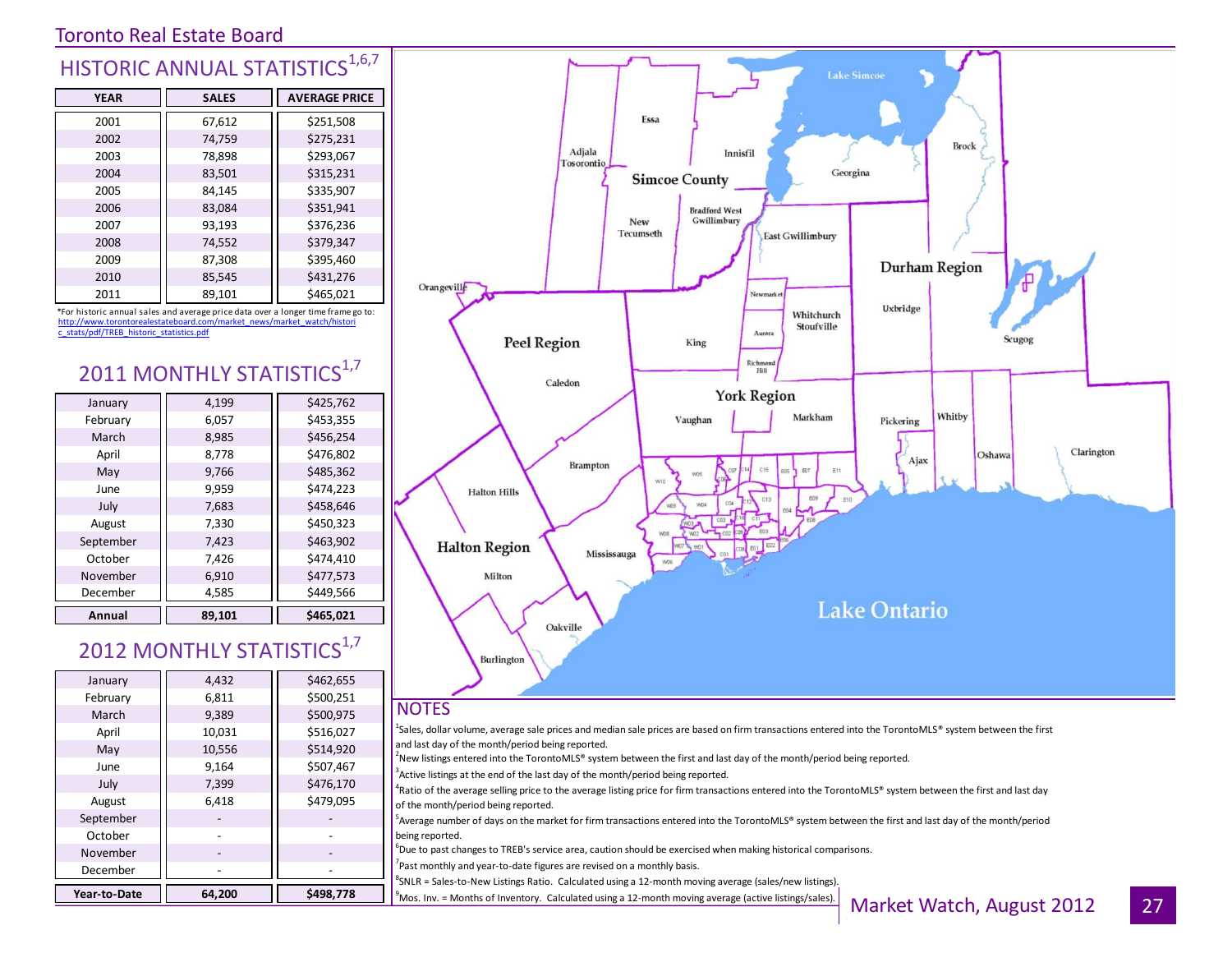Toronto Real Estate Board

## HISTORIC ANNUAL STATISTICS[1,6,7]

| YEAR | SALES | AVERAGE PRICE |
|---|---|---|
| 2001 | 67,612 | $251,508 |
| 2002 | 74,759 | $275,231 |
| 2003 | 78,898 | $293,067 |
| 2004 | 83,501 | $315,231 |
| 2005 | 84,145 | $335,907 |
| 2006 | 83,084 | $351,941 |
| 2007 | 93,193 | $376,236 |
| 2008 | 74,552 | $379,347 |
| 2009 | 87,308 | $395,460 |
| 2010 | 85,545 | $431,276 |
| 2011 | 89,101 | $465,021 |

*For historic annual sales and average price data over a longer time frame go to: http://www.torontorealestateboard.com/market_news/market_watch/historic_stats/pdf/TREB_historic_statistics.pdf

## 2011 MONTHLY STATISTICS[1,7]

| | | |
|---|---|---|
| January | 4,199 | $425,762 |
| February | 6,057 | $453,355 |
| March | 8,985 | $456,254 |
| April | 8,778 | $476,802 |
| May | 9,766 | $485,362 |
| June | 9,959 | $474,223 |
| July | 7,683 | $458,646 |
| August | 7,330 | $450,323 |
| September | 7,423 | $463,902 |
| October | 7,426 | $474,410 |
| November | 6,910 | $477,573 |
| December | 4,585 | $449,566 |
| **Annual** | **89,101** | **$465,021** |

## 2012 MONTHLY STATISTICS[1,7]

| | | |
|---|---|---|
| January | 4,432 | $462,655 |
| February | 6,811 | $500,251 |
| March | 9,389 | $500,975 |
| April | 10,031 | $516,027 |
| May | 10,556 | $514,920 |
| June | 9,164 | $507,467 |
| July | 7,399 | $476,170 |
| August | 6,418 | $479,095 |
| September | - | - |
| October | - | - |
| November | - | - |
| December | - | - |
| **Year-to-Date** | **64,200** | **$498,778** |

Lake Simcoe
Essa
Adjala Tosorontio
Innisfil
Simcoe County
Brock
Georgina
Bradford West Gwillimbury
New Tecumseth
East Gwillimbury
Durham Region
Orangeville
Newmarket
Uxbridge
Whitchurch Stoufville
Aurora
Peel Region
King
Scugog
Richmond Hill
Caledon
York Region
Vaughan
Markham
Pickering
Whitby
Ajax
Oshawa
Clarington
Brampton
Halton Hills
Halton Region
Mississauga
Milton
Lake Ontario
Oakville
Burlington

## NOTES

[1]Sales, dollar volume, average sale prices and median sale prices are based on firm transactions entered into the TorontoMLS® system between the first and last day of the month/period being reported.

[2]New listings entered into the TorontoMLS® system between the first and last day of the month/period being reported.

[3]Active listings at the end of the last day of the month/period being reported.

[4]Ratio of the average selling price to the average listing price for firm transactions entered into the TorontoMLS® system between the first and last day of the month/period being reported.

[5]Average number of days on the market for firm transactions entered into the TorontoMLS® system between the first and last day of the month/period being reported.

[6]Due to past changes to TREB's service area, caution should be exercised when making historical comparisons.

[7]Past monthly and year-to-date figures are revised on a monthly basis.

[8]SNLR = Sales-to-New Listings Ratio. Calculated using a 12-month moving average (sales/new listings).

[9]Mos. Inv. = Months of Inventory. Calculated using a 12-month moving average (active listings/sales).

Market Watch, August 2012